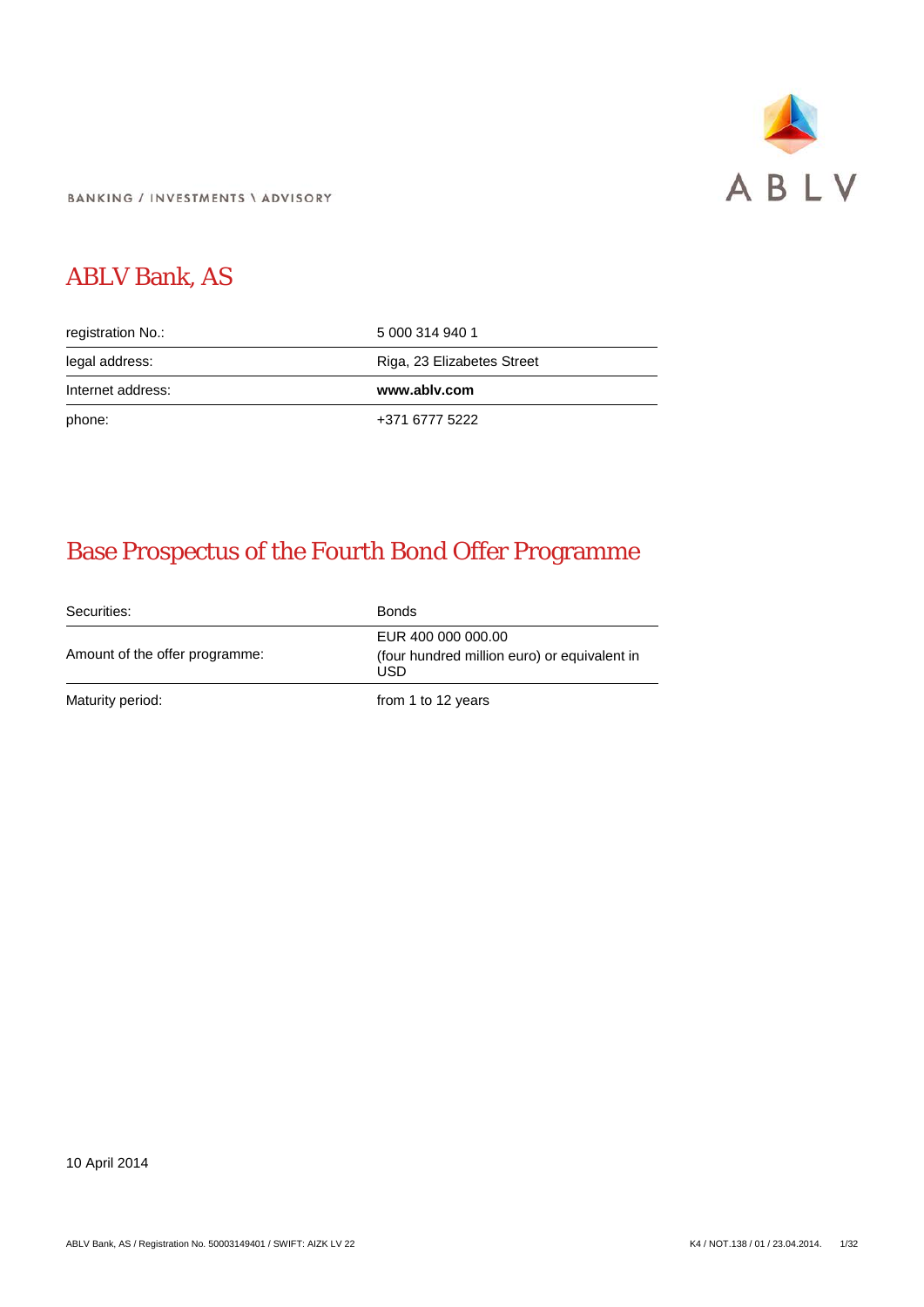BANKING / INVESTMENTS \ ADVISORY

ABLV

# ABLV Bank, AS

| | |
|---|---|
| registration No.: | 5 000 314 940 1 |
| legal address: | Riga, 23 Elizabetes Street |
| Internet address: | **www.ablv.com** |
| phone: | +371 6777 5222 |

# Base Prospectus of the Fourth Bond Offer Programme

| | |
|---|---|
| Securities: | Bonds |
| Amount of the offer programme: | EUR 400 000 000.00 (four hundred million euro) or equivalent in USD |
| Maturity period: | from 1 to 12 years |

10 April 2014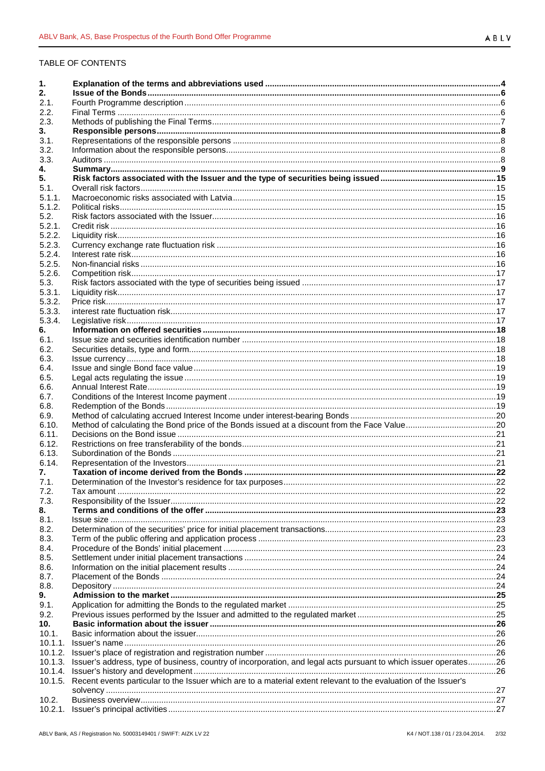TABLE OF CONTENTS

| | | |
|---|---|---|
| **1.** | **Explanation of the terms and abbreviations used** | **4** |
| **2.** | **Issue of the Bonds** | **6** |
| 2.1. | Fourth Programme description | 6 |
| 2.2. | Final Terms | 6 |
| 2.3. | Methods of publishing the Final Terms | 7 |
| **3.** | **Responsible persons** | **8** |
| 3.1. | Representations of the responsible persons | 8 |
| 3.2. | Information about the responsible persons | 8 |
| 3.3. | Auditors | 8 |
| **4.** | **Summary** | **9** |
| **5.** | **Risk factors associated with the Issuer and the type of securities being issued** | **15** |
| 5.1. | Overall risk factors | 15 |
| 5.1.1. | Macroeconomic risks associated with Latvia | 15 |
| 5.1.2. | Political risks | 15 |
| 5.2. | Risk factors associated with the Issuer | 16 |
| 5.2.1. | Credit risk | 16 |
| 5.2.2. | Liquidity risk | 16 |
| 5.2.3. | Currency exchange rate fluctuation risk | 16 |
| 5.2.4. | Interest rate risk | 16 |
| 5.2.5. | Non-financial risks | 16 |
| 5.2.6. | Competition risk | 17 |
| 5.3. | Risk factors associated with the type of securities being issued | 17 |
| 5.3.1. | Liquidity risk | 17 |
| 5.3.2. | Price risk | 17 |
| 5.3.3. | interest rate fluctuation risk | 17 |
| 5.3.4. | Legislative risk | 17 |
| **6.** | **Information on offered securities** | **18** |
| 6.1. | Issue size and securities identification number | 18 |
| 6.2. | Securities details, type and form | 18 |
| 6.3. | Issue currency | 18 |
| 6.4. | Issue and single Bond face value | 19 |
| 6.5. | Legal acts regulating the issue | 19 |
| 6.6. | Annual Interest Rate | 19 |
| 6.7. | Conditions of the Interest Income payment | 19 |
| 6.8. | Redemption of the Bonds | 19 |
| 6.9. | Method of calculating accrued Interest Income under interest-bearing Bonds | 20 |
| 6.10. | Method of calculating the Bond price of the Bonds issued at a discount from the Face Value | 20 |
| 6.11. | Decisions on the Bond issue | 21 |
| 6.12. | Restrictions on free transferability of the bonds | 21 |
| 6.13. | Subordination of the Bonds | 21 |
| 6.14. | Representation of the Investors | 21 |
| **7.** | **Taxation of income derived from the Bonds** | **22** |
| 7.1. | Determination of the Investor's residence for tax purposes | 22 |
| 7.2. | Tax amount | 22 |
| 7.3. | Responsibility of the Issuer | 22 |
| **8.** | **Terms and conditions of the offer** | **23** |
| 8.1. | Issue size | 23 |
| 8.2. | Determination of the securities' price for initial placement transactions | 23 |
| 8.3. | Term of the public offering and application process | 23 |
| 8.4. | Procedure of the Bonds' initial placement | 23 |
| 8.5. | Settlement under initial placement transactions | 24 |
| 8.6. | Information on the initial placement results | 24 |
| 8.7. | Placement of the Bonds | 24 |
| 8.8. | Depository | 24 |
| **9.** | **Admission to the market** | **25** |
| 9.1. | Application for admitting the Bonds to the regulated market | 25 |
| 9.2. | Previous issues performed by the Issuer and admitted to the regulated market | 25 |
| **10.** | **Basic information about the issuer** | **26** |
| 10.1. | Basic information about the issuer | 26 |
| 10.1.1. | Issuer's name | 26 |
| 10.1.2. | Issuer's place of registration and registration number | 26 |
| 10.1.3. | Issuer's address, type of business, country of incorporation, and legal acts pursuant to which issuer operates | 26 |
| 10.1.4. | Issuer's history and development | 26 |
| 10.1.5. | Recent events particular to the Issuer which are to a material extent relevant to the evaluation of the Issuer's solvency | 27 |
| 10.2. | Business overview | 27 |
| 10.2.1. | Issuer's principal activities | 27 |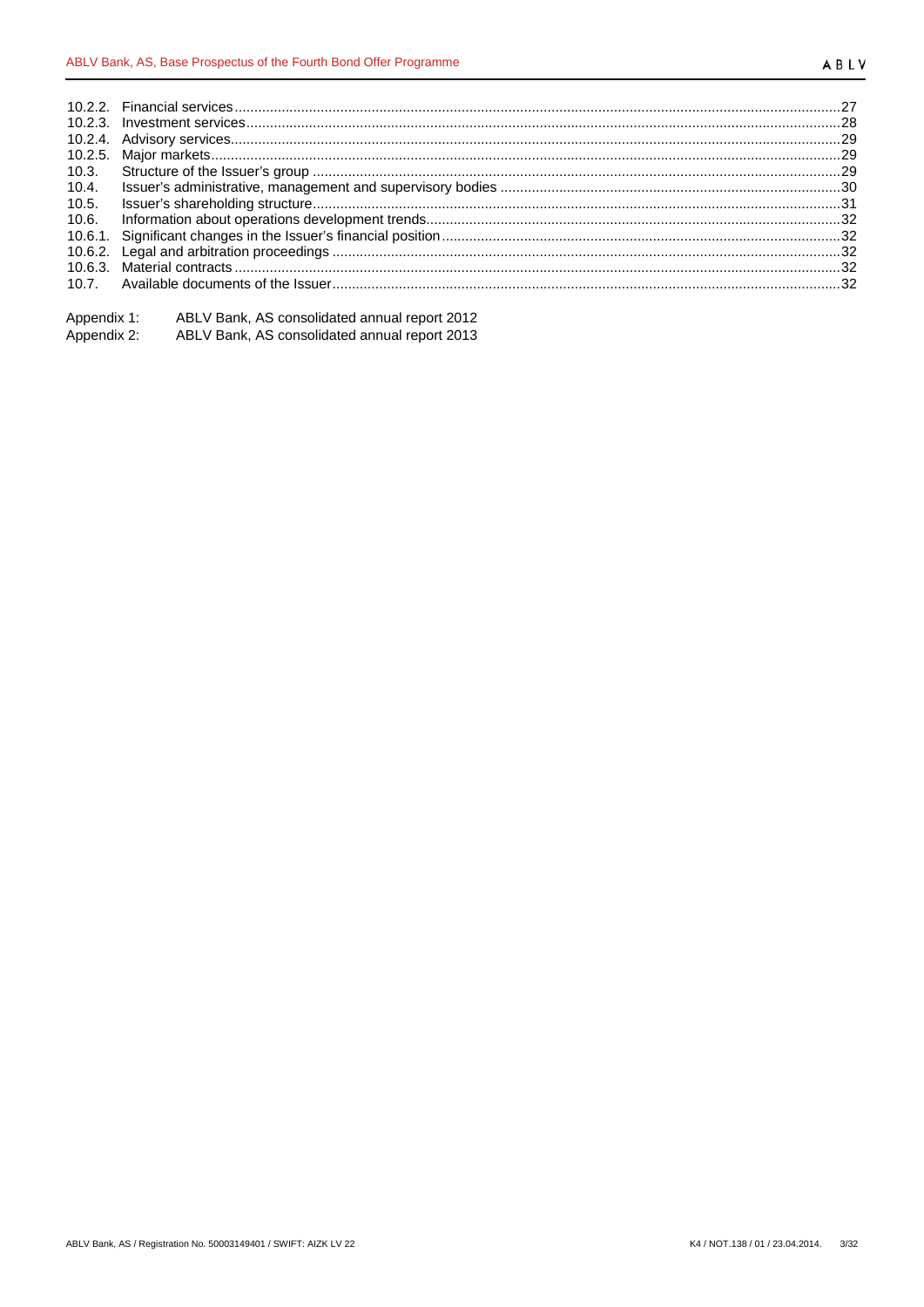| | | |
|---|---|---|
| 10.2.2. | Financial services | 27 |
| 10.2.3. | Investment services | 28 |
| 10.2.4. | Advisory services | 29 |
| 10.2.5. | Major markets | 29 |
| 10.3. | Structure of the Issuer's group | 29 |
| 10.4. | Issuer's administrative, management and supervisory bodies | 30 |
| 10.5. | Issuer's shareholding structure | 31 |
| 10.6. | Information about operations development trends | 32 |
| 10.6.1. | Significant changes in the Issuer's financial position | 32 |
| 10.6.2. | Legal and arbitration proceedings | 32 |
| 10.6.3. | Material contracts | 32 |
| 10.7. | Available documents of the Issuer | 32 |

Appendix 1: ABLV Bank, AS consolidated annual report 2012
Appendix 2: ABLV Bank, AS consolidated annual report 2013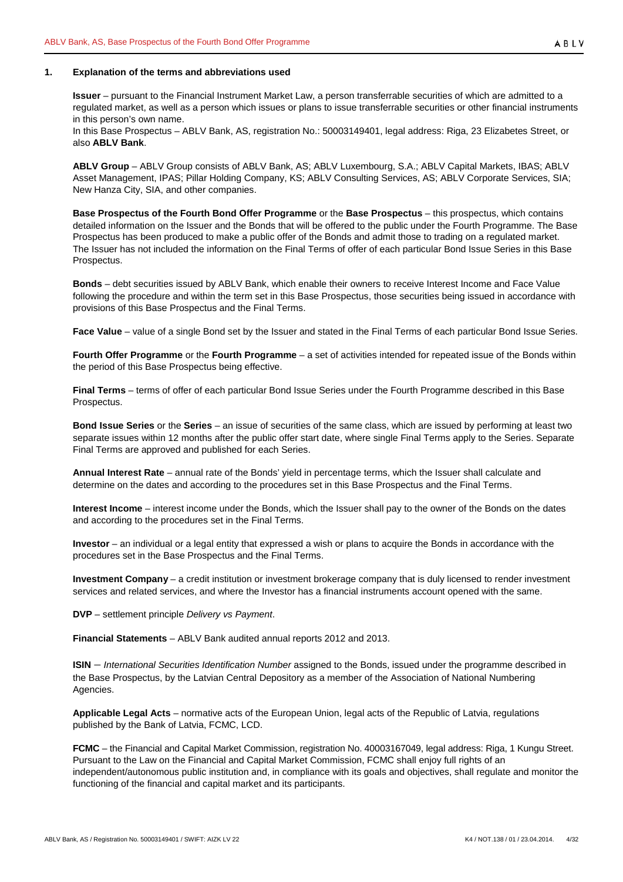## 1. Explanation of the terms and abbreviations used

**Issuer** – pursuant to the Financial Instrument Market Law, a person transferrable securities of which are admitted to a regulated market, as well as a person which issues or plans to issue transferrable securities or other financial instruments in this person's own name.
In this Base Prospectus – ABLV Bank, AS, registration No.: 50003149401, legal address: Riga, 23 Elizabetes Street, or also **ABLV Bank**.

**ABLV Group** – ABLV Group consists of ABLV Bank, AS; ABLV Luxembourg, S.A.; ABLV Capital Markets, IBAS; ABLV Asset Management, IPAS; Pillar Holding Company, KS; ABLV Consulting Services, AS; ABLV Corporate Services, SIA; New Hanza City, SIA, and other companies.

**Base Prospectus of the Fourth Bond Offer Programme** or the **Base Prospectus** – this prospectus, which contains detailed information on the Issuer and the Bonds that will be offered to the public under the Fourth Programme. The Base Prospectus has been produced to make a public offer of the Bonds and admit those to trading on a regulated market. The Issuer has not included the information on the Final Terms of offer of each particular Bond Issue Series in this Base Prospectus.

**Bonds** – debt securities issued by ABLV Bank, which enable their owners to receive Interest Income and Face Value following the procedure and within the term set in this Base Prospectus, those securities being issued in accordance with provisions of this Base Prospectus and the Final Terms.

**Face Value** – value of a single Bond set by the Issuer and stated in the Final Terms of each particular Bond Issue Series.

**Fourth Offer Programme** or the **Fourth Programme** – a set of activities intended for repeated issue of the Bonds within the period of this Base Prospectus being effective.

**Final Terms** – terms of offer of each particular Bond Issue Series under the Fourth Programme described in this Base Prospectus.

**Bond Issue Series** or the **Series** – an issue of securities of the same class, which are issued by performing at least two separate issues within 12 months after the public offer start date, where single Final Terms apply to the Series. Separate Final Terms are approved and published for each Series.

**Annual Interest Rate** – annual rate of the Bonds' yield in percentage terms, which the Issuer shall calculate and determine on the dates and according to the procedures set in this Base Prospectus and the Final Terms.

**Interest Income** – interest income under the Bonds, which the Issuer shall pay to the owner of the Bonds on the dates and according to the procedures set in the Final Terms.

**Investor** – an individual or a legal entity that expressed a wish or plans to acquire the Bonds in accordance with the procedures set in the Base Prospectus and the Final Terms.

**Investment Company** – a credit institution or investment brokerage company that is duly licensed to render investment services and related services, and where the Investor has a financial instruments account opened with the same.

**DVP** – settlement principle *Delivery vs Payment*.

**Financial Statements** – ABLV Bank audited annual reports 2012 and 2013.

**ISIN** – *International Securities Identification Number* assigned to the Bonds, issued under the programme described in the Base Prospectus, by the Latvian Central Depository as a member of the Association of National Numbering Agencies.

**Applicable Legal Acts** – normative acts of the European Union, legal acts of the Republic of Latvia, regulations published by the Bank of Latvia, FCMC, LCD.

**FCMC** – the Financial and Capital Market Commission, registration No. 40003167049, legal address: Riga, 1 Kungu Street. Pursuant to the Law on the Financial and Capital Market Commission, FCMC shall enjoy full rights of an independent/autonomous public institution and, in compliance with its goals and objectives, shall regulate and monitor the functioning of the financial and capital market and its participants.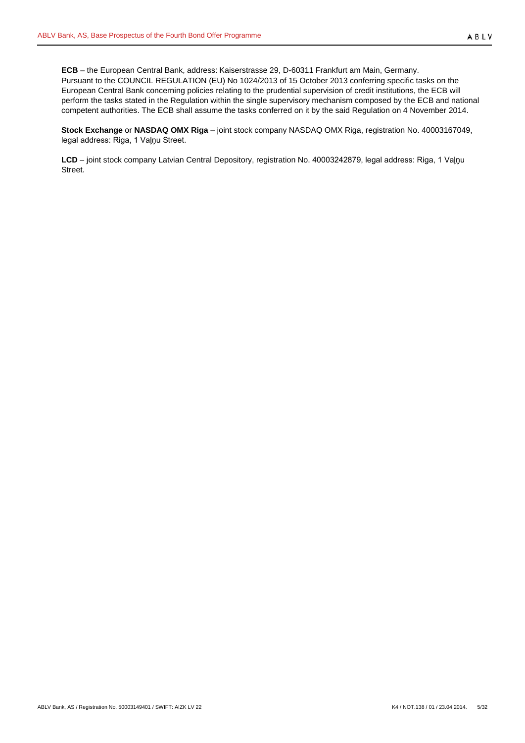**ECB** – the European Central Bank, address: Kaiserstrasse 29, D-60311 Frankfurt am Main, Germany.
Pursuant to the COUNCIL REGULATION (EU) No 1024/2013 of 15 October 2013 conferring specific tasks on the European Central Bank concerning policies relating to the prudential supervision of credit institutions, the ECB will perform the tasks stated in the Regulation within the single supervisory mechanism composed by the ECB and national competent authorities. The ECB shall assume the tasks conferred on it by the said Regulation on 4 November 2014.

**Stock Exchange** or **NASDAQ OMX Riga** – joint stock company NASDAQ OMX Riga, registration No. 40003167049, legal address: Riga, 1 Vaļņu Street.

**LCD** – joint stock company Latvian Central Depository, registration No. 40003242879, legal address: Riga, 1 Vaļņu Street.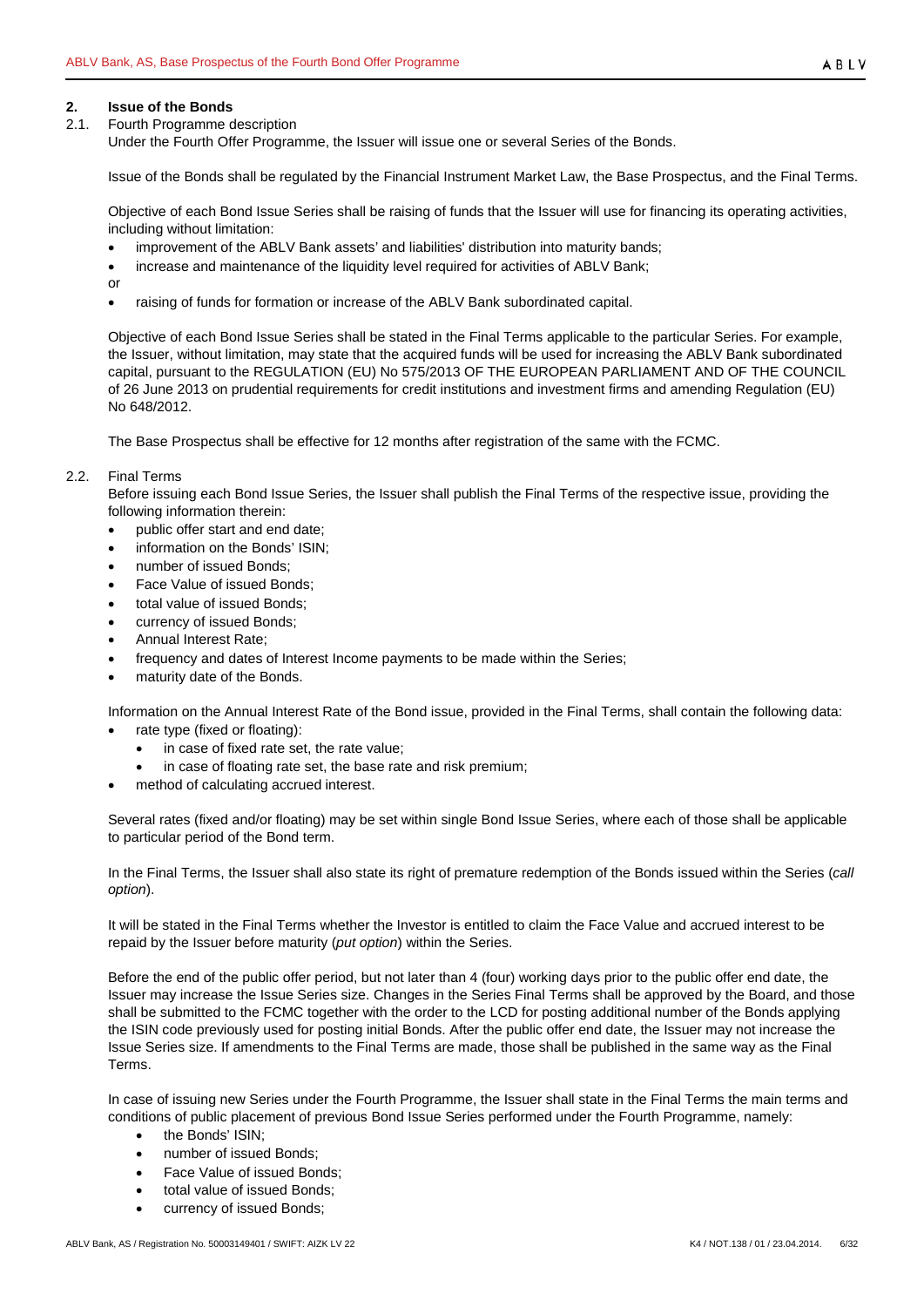## 2. Issue of the Bonds

### 2.1. Fourth Programme description

Under the Fourth Offer Programme, the Issuer will issue one or several Series of the Bonds.

Issue of the Bonds shall be regulated by the Financial Instrument Market Law, the Base Prospectus, and the Final Terms.

Objective of each Bond Issue Series shall be raising of funds that the Issuer will use for financing its operating activities, including without limitation:

- improvement of the ABLV Bank assets' and liabilities' distribution into maturity bands;
- increase and maintenance of the liquidity level required for activities of ABLV Bank;

or

- raising of funds for formation or increase of the ABLV Bank subordinated capital.

Objective of each Bond Issue Series shall be stated in the Final Terms applicable to the particular Series. For example, the Issuer, without limitation, may state that the acquired funds will be used for increasing the ABLV Bank subordinated capital, pursuant to the REGULATION (EU) No 575/2013 OF THE EUROPEAN PARLIAMENT AND OF THE COUNCIL of 26 June 2013 on prudential requirements for credit institutions and investment firms and amending Regulation (EU) No 648/2012.

The Base Prospectus shall be effective for 12 months after registration of the same with the FCMC.

### 2.2. Final Terms

Before issuing each Bond Issue Series, the Issuer shall publish the Final Terms of the respective issue, providing the following information therein:

- public offer start and end date;
- information on the Bonds' ISIN;
- number of issued Bonds;
- Face Value of issued Bonds;
- total value of issued Bonds;
- currency of issued Bonds;
- Annual Interest Rate;
- frequency and dates of Interest Income payments to be made within the Series;
- maturity date of the Bonds.

Information on the Annual Interest Rate of the Bond issue, provided in the Final Terms, shall contain the following data:

- rate type (fixed or floating):
  - in case of fixed rate set, the rate value;
  - in case of floating rate set, the base rate and risk premium;
- method of calculating accrued interest.

Several rates (fixed and/or floating) may be set within single Bond Issue Series, where each of those shall be applicable to particular period of the Bond term.

In the Final Terms, the Issuer shall also state its right of premature redemption of the Bonds issued within the Series (*call option*).

It will be stated in the Final Terms whether the Investor is entitled to claim the Face Value and accrued interest to be repaid by the Issuer before maturity (*put option*) within the Series.

Before the end of the public offer period, but not later than 4 (four) working days prior to the public offer end date, the Issuer may increase the Issue Series size. Changes in the Series Final Terms shall be approved by the Board, and those shall be submitted to the FCMC together with the order to the LCD for posting additional number of the Bonds applying the ISIN code previously used for posting initial Bonds. After the public offer end date, the Issuer may not increase the Issue Series size. If amendments to the Final Terms are made, those shall be published in the same way as the Final Terms.

In case of issuing new Series under the Fourth Programme, the Issuer shall state in the Final Terms the main terms and conditions of public placement of previous Bond Issue Series performed under the Fourth Programme, namely:

- the Bonds' ISIN;
- number of issued Bonds;
- Face Value of issued Bonds;
- total value of issued Bonds;
- currency of issued Bonds;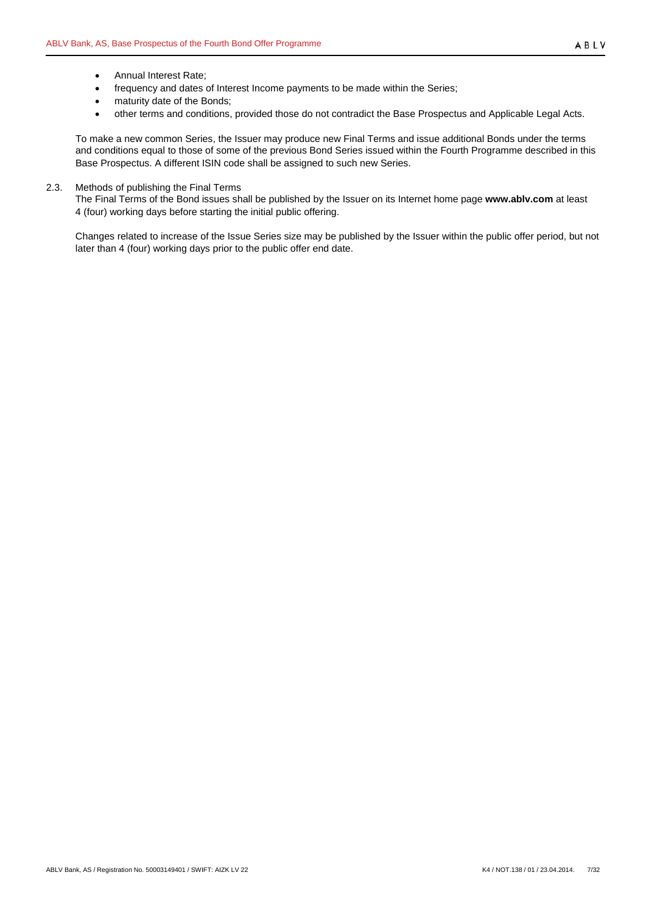- Annual Interest Rate;
- frequency and dates of Interest Income payments to be made within the Series;
- maturity date of the Bonds;
- other terms and conditions, provided those do not contradict the Base Prospectus and Applicable Legal Acts.

To make a new common Series, the Issuer may produce new Final Terms and issue additional Bonds under the terms and conditions equal to those of some of the previous Bond Series issued within the Fourth Programme described in this Base Prospectus. A different ISIN code shall be assigned to such new Series.

2.3. Methods of publishing the Final Terms

The Final Terms of the Bond issues shall be published by the Issuer on its Internet home page **www.ablv.com** at least 4 (four) working days before starting the initial public offering.

Changes related to increase of the Issue Series size may be published by the Issuer within the public offer period, but not later than 4 (four) working days prior to the public offer end date.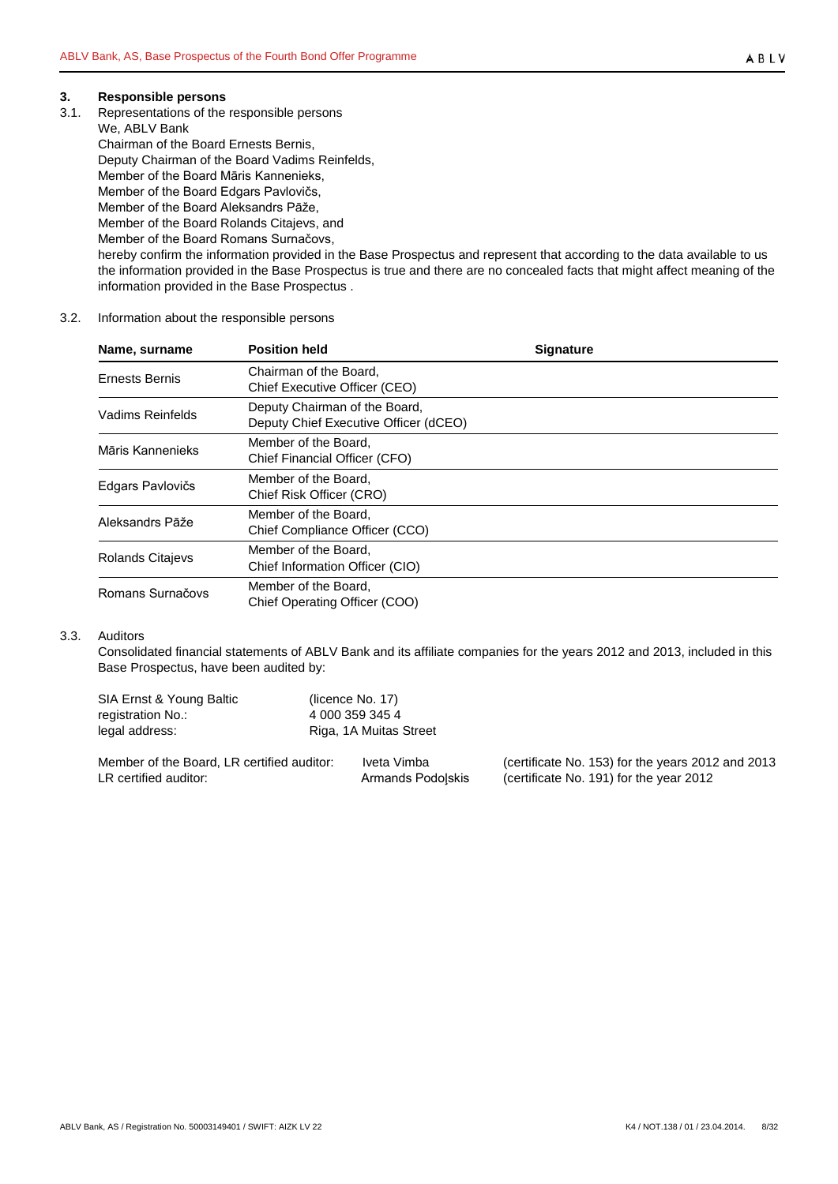## 3. Responsible persons

3.1. Representations of the responsible persons

We, ABLV Bank
Chairman of the Board Ernests Bernis,
Deputy Chairman of the Board Vadims Reinfelds,
Member of the Board Māris Kannenieks,
Member of the Board Edgars Pavlovičs,
Member of the Board Aleksandrs Pāže,
Member of the Board Rolands Citajevs, and
Member of the Board Romans Surnačovs,
hereby confirm the information provided in the Base Prospectus and represent that according to the data available to us the information provided in the Base Prospectus is true and there are no concealed facts that might affect meaning of the information provided in the Base Prospectus .

3.2. Information about the responsible persons

| Name, surname | Position held | Signature |
|---|---|---|
| Ernests Bernis | Chairman of the Board, Chief Executive Officer (CEO) | |
| Vadims Reinfelds | Deputy Chairman of the Board, Deputy Chief Executive Officer (dCEO) | |
| Māris Kannenieks | Member of the Board, Chief Financial Officer (CFO) | |
| Edgars Pavlovičs | Member of the Board, Chief Risk Officer (CRO) | |
| Aleksandrs Pāže | Member of the Board, Chief Compliance Officer (CCO) | |
| Rolands Citajevs | Member of the Board, Chief Information Officer (CIO) | |
| Romans Surnačovs | Member of the Board, Chief Operating Officer (COO) | |

3.3. Auditors

Consolidated financial statements of ABLV Bank and its affiliate companies for the years 2012 and 2013, included in this Base Prospectus, have been audited by:

SIA Ernst & Young Baltic (licence No. 17)
registration No.: 4 000 359 345 4
legal address: Riga, 1A Muitas Street

Member of the Board, LR certified auditor: Iveta Vimba (certificate No. 153) for the years 2012 and 2013
LR certified auditor: Armands Podoļskis (certificate No. 191) for the year 2012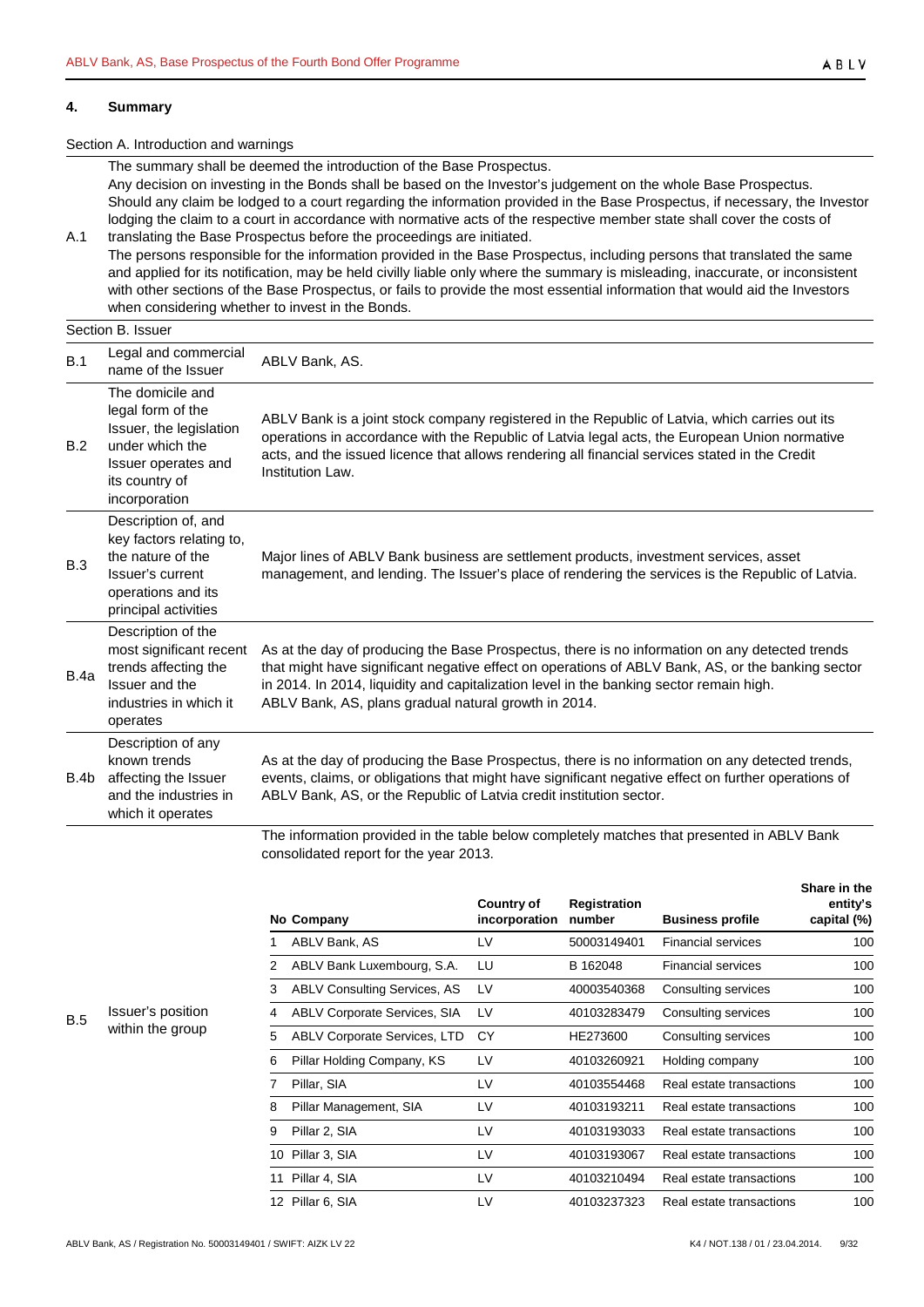## 4. Summary

Section A. Introduction and warnings

| | |
|---|---|
| A.1 | The summary shall be deemed the introduction of the Base Prospectus.<br>Any decision on investing in the Bonds shall be based on the Investor's judgement on the whole Base Prospectus.<br>Should any claim be lodged to a court regarding the information provided in the Base Prospectus, if necessary, the Investor lodging the claim to a court in accordance with normative acts of the respective member state shall cover the costs of translating the Base Prospectus before the proceedings are initiated.<br>The persons responsible for the information provided in the Base Prospectus, including persons that translated the same and applied for its notification, may be held civilly liable only where the summary is misleading, inaccurate, or inconsistent with other sections of the Base Prospectus, or fails to provide the most essential information that would aid the Investors when considering whether to invest in the Bonds. |

Section B. Issuer

| | | |
|---|---|---|
| B.1 | Legal and commercial name of the Issuer | ABLV Bank, AS. |
| B.2 | The domicile and legal form of the Issuer, the legislation under which the Issuer operates and its country of incorporation | ABLV Bank is a joint stock company registered in the Republic of Latvia, which carries out its operations in accordance with the Republic of Latvia legal acts, the European Union normative acts, and the issued licence that allows rendering all financial services stated in the Credit Institution Law. |
| B.3 | Description of, and key factors relating to, the nature of the Issuer's current operations and its principal activities | Major lines of ABLV Bank business are settlement products, investment services, asset management, and lending. The Issuer's place of rendering the services is the Republic of Latvia. |
| B.4a | Description of the most significant recent trends affecting the Issuer and the industries in which it operates | As at the day of producing the Base Prospectus, there is no information on any detected trends that might have significant negative effect on operations of ABLV Bank, AS, or the banking sector in 2014. In 2014, liquidity and capitalization level in the banking sector remain high. ABLV Bank, AS, plans gradual natural growth in 2014. |
| B.4b | Description of any known trends affecting the Issuer and the industries in which it operates | As at the day of producing the Base Prospectus, there is no information on any detected trends, events, claims, or obligations that might have significant negative effect on further operations of ABLV Bank, AS, or the Republic of Latvia credit institution sector. |
| B.5 | Issuer's position within the group | The information provided in the table below completely matches that presented in ABLV Bank consolidated report for the year 2013. |

| No | Company | Country of incorporation | Registration number | Business profile | Share in the entity's capital (%) |
|---|---|---|---|---|---|
| 1 | ABLV Bank, AS | LV | 50003149401 | Financial services | 100 |
| 2 | ABLV Bank Luxembourg, S.A. | LU | B 162048 | Financial services | 100 |
| 3 | ABLV Consulting Services, AS | LV | 40003540368 | Consulting services | 100 |
| 4 | ABLV Corporate Services, SIA | LV | 40103283479 | Consulting services | 100 |
| 5 | ABLV Corporate Services, LTD | CY | HE273600 | Consulting services | 100 |
| 6 | Pillar Holding Company, KS | LV | 40103260921 | Holding company | 100 |
| 7 | Pillar, SIA | LV | 40103554468 | Real estate transactions | 100 |
| 8 | Pillar Management, SIA | LV | 40103193211 | Real estate transactions | 100 |
| 9 | Pillar 2, SIA | LV | 40103193033 | Real estate transactions | 100 |
| 10 | Pillar 3, SIA | LV | 40103193067 | Real estate transactions | 100 |
| 11 | Pillar 4, SIA | LV | 40103210494 | Real estate transactions | 100 |
| 12 | Pillar 6, SIA | LV | 40103237323 | Real estate transactions | 100 |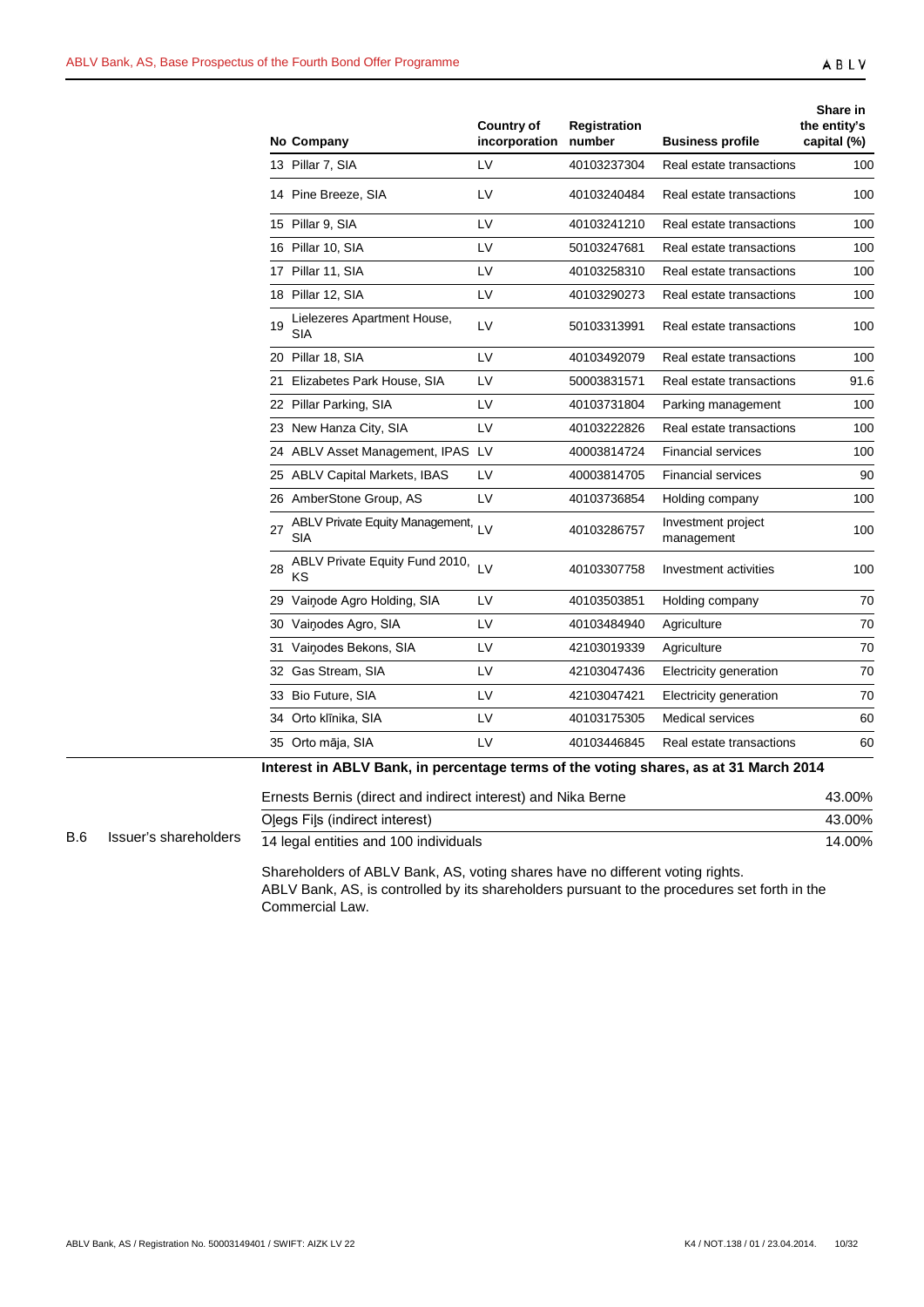| No | Company | Country of incorporation | Registration number | Business profile | Share in the entity's capital (%) |
|---|---|---|---|---|---|
| 13 | Pillar 7, SIA | LV | 40103237304 | Real estate transactions | 100 |
| 14 | Pine Breeze, SIA | LV | 40103240484 | Real estate transactions | 100 |
| 15 | Pillar 9, SIA | LV | 40103241210 | Real estate transactions | 100 |
| 16 | Pillar 10, SIA | LV | 50103247681 | Real estate transactions | 100 |
| 17 | Pillar 11, SIA | LV | 40103258310 | Real estate transactions | 100 |
| 18 | Pillar 12, SIA | LV | 40103290273 | Real estate transactions | 100 |
| 19 | Lielezeres Apartment House, SIA | LV | 50103313991 | Real estate transactions | 100 |
| 20 | Pillar 18, SIA | LV | 40103492079 | Real estate transactions | 100 |
| 21 | Elizabetes Park House, SIA | LV | 50003831571 | Real estate transactions | 91.6 |
| 22 | Pillar Parking, SIA | LV | 40103731804 | Parking management | 100 |
| 23 | New Hanza City, SIA | LV | 40103222826 | Real estate transactions | 100 |
| 24 | ABLV Asset Management, IPAS | LV | 40003814724 | Financial services | 100 |
| 25 | ABLV Capital Markets, IBAS | LV | 40003814705 | Financial services | 90 |
| 26 | AmberStone Group, AS | LV | 40103736854 | Holding company | 100 |
| 27 | ABLV Private Equity Management, SIA | LV | 40103286757 | Investment project management | 100 |
| 28 | ABLV Private Equity Fund 2010, KS | LV | 40103307758 | Investment activities | 100 |
| 29 | Vaiņode Agro Holding, SIA | LV | 40103503851 | Holding company | 70 |
| 30 | Vaiņodes Agro, SIA | LV | 40103484940 | Agriculture | 70 |
| 31 | Vaiņodes Bekons, SIA | LV | 42103019339 | Agriculture | 70 |
| 32 | Gas Stream, SIA | LV | 42103047436 | Electricity generation | 70 |
| 33 | Bio Future, SIA | LV | 42103047421 | Electricity generation | 70 |
| 34 | Orto klīnika, SIA | LV | 40103175305 | Medical services | 60 |
| 35 | Orto māja, SIA | LV | 40103446845 | Real estate transactions | 60 |

**B.6 Issuer's shareholders**

**Interest in ABLV Bank, in percentage terms of the voting shares, as at 31 March 2014**

| Shareholder | Interest |
|---|---|
| Ernests Bernis (direct and indirect interest) and Nika Berne | 43.00% |
| Oļegs Fiļs (indirect interest) | 43.00% |
| 14 legal entities and 100 individuals | 14.00% |

Shareholders of ABLV Bank, AS, voting shares have no different voting rights.
ABLV Bank, AS, is controlled by its shareholders pursuant to the procedures set forth in the Commercial Law.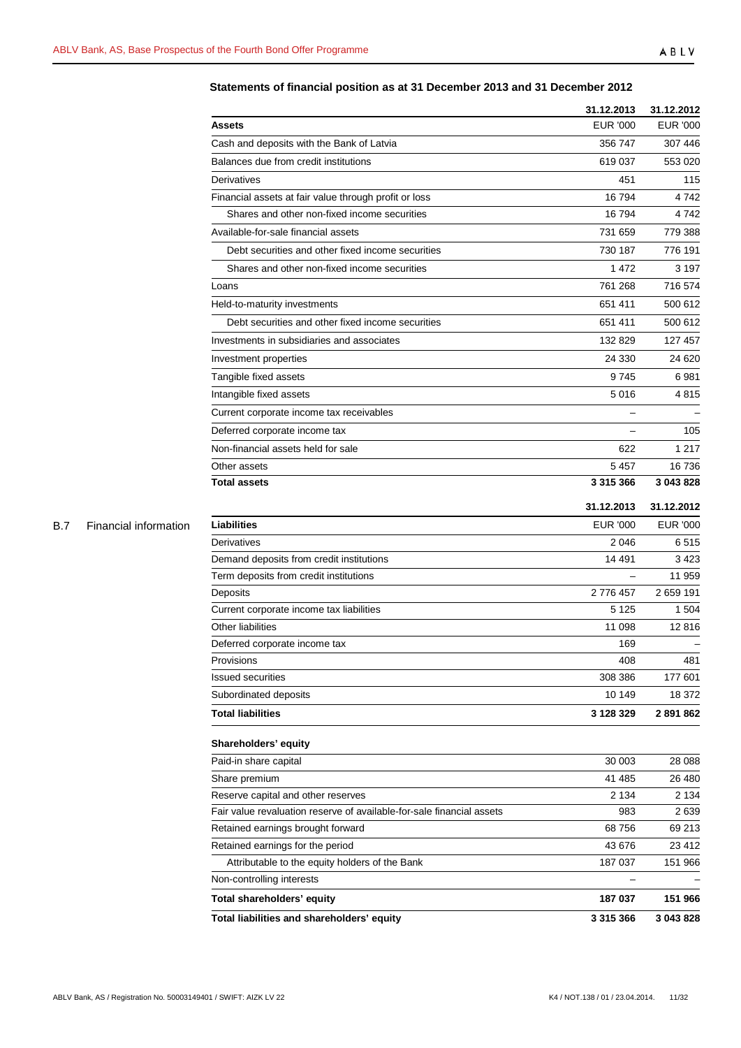B.7 Financial information

**Statements of financial position as at 31 December 2013 and 31 December 2012**

| | 31.12.2013 | 31.12.2012 |
|---|---|---|
| **Assets** | EUR '000 | EUR '000 |
| Cash and deposits with the Bank of Latvia | 356 747 | 307 446 |
| Balances due from credit institutions | 619 037 | 553 020 |
| Derivatives | 451 | 115 |
| Financial assets at fair value through profit or loss | 16 794 | 4 742 |
| Shares and other non-fixed income securities | 16 794 | 4 742 |
| Available-for-sale financial assets | 731 659 | 779 388 |
| Debt securities and other fixed income securities | 730 187 | 776 191 |
| Shares and other non-fixed income securities | 1 472 | 3 197 |
| Loans | 761 268 | 716 574 |
| Held-to-maturity investments | 651 411 | 500 612 |
| Debt securities and other fixed income securities | 651 411 | 500 612 |
| Investments in subsidiaries and associates | 132 829 | 127 457 |
| Investment properties | 24 330 | 24 620 |
| Tangible fixed assets | 9 745 | 6 981 |
| Intangible fixed assets | 5 016 | 4 815 |
| Current corporate income tax receivables | – | – |
| Deferred corporate income tax | – | 105 |
| Non-financial assets held for sale | 622 | 1 217 |
| Other assets | 5 457 | 16 736 |
| **Total assets** | **3 315 366** | **3 043 828** |

| | 31.12.2013 | 31.12.2012 |
|---|---|---|
| **Liabilities** | EUR '000 | EUR '000 |
| Derivatives | 2 046 | 6 515 |
| Demand deposits from credit institutions | 14 491 | 3 423 |
| Term deposits from credit institutions | – | 11 959 |
| Deposits | 2 776 457 | 2 659 191 |
| Current corporate income tax liabilities | 5 125 | 1 504 |
| Other liabilities | 11 098 | 12 816 |
| Deferred corporate income tax | 169 | – |
| Provisions | 408 | 481 |
| Issued securities | 308 386 | 177 601 |
| Subordinated deposits | 10 149 | 18 372 |
| **Total liabilities** | **3 128 329** | **2 891 862** |
| **Shareholders' equity** | | |
| Paid-in share capital | 30 003 | 28 088 |
| Share premium | 41 485 | 26 480 |
| Reserve capital and other reserves | 2 134 | 2 134 |
| Fair value revaluation reserve of available-for-sale financial assets | 983 | 2 639 |
| Retained earnings brought forward | 68 756 | 69 213 |
| Retained earnings for the period | 43 676 | 23 412 |
| Attributable to the equity holders of the Bank | 187 037 | 151 966 |
| Non-controlling interests | – | – |
| **Total shareholders' equity** | **187 037** | **151 966** |
| **Total liabilities and shareholders' equity** | **3 315 366** | **3 043 828** |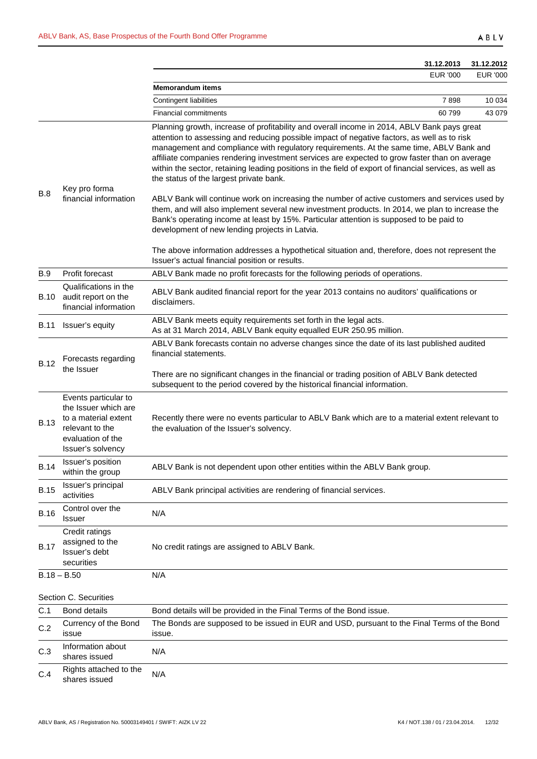| | 31.12.2013 | 31.12.2012 |
|---|---|---|
| | EUR '000 | EUR '000 |
| **Memorandum items** | | |
| Contingent liabilities | 7 898 | 10 034 |
| Financial commitments | 60 799 | 43 079 |

| | | |
|---|---|---|
| B.8 | Key pro forma financial information | Planning growth, increase of profitability and overall income in 2014, ABLV Bank pays great attention to assessing and reducing possible impact of negative factors, as well as to risk management and compliance with regulatory requirements. At the same time, ABLV Bank and affiliate companies rendering investment services are expected to grow faster than on average within the sector, retaining leading positions in the field of export of financial services, as well as the status of the largest private bank.<br><br>ABLV Bank will continue work on increasing the number of active customers and services used by them, and will also implement several new investment products. In 2014, we plan to increase the Bank's operating income at least by 15%. Particular attention is supposed to be paid to development of new lending projects in Latvia.<br><br>The above information addresses a hypothetical situation and, therefore, does not represent the Issuer's actual financial position or results. |
| B.9 | Profit forecast | ABLV Bank made no profit forecasts for the following periods of operations. |
| B.10 | Qualifications in the audit report on the financial information | ABLV Bank audited financial report for the year 2013 contains no auditors' qualifications or disclaimers. |
| B.11 | Issuer's equity | ABLV Bank meets equity requirements set forth in the legal acts.<br>As at 31 March 2014, ABLV Bank equity equalled EUR 250.95 million. |
| B.12 | Forecasts regarding the Issuer | ABLV Bank forecasts contain no adverse changes since the date of its last published audited financial statements.<br><br>There are no significant changes in the financial or trading position of ABLV Bank detected subsequent to the period covered by the historical financial information. |
| B.13 | Events particular to the Issuer which are to a material extent relevant to the evaluation of the Issuer's solvency | Recently there were no events particular to ABLV Bank which are to a material extent relevant to the evaluation of the Issuer's solvency. |
| B.14 | Issuer's position within the group | ABLV Bank is not dependent upon other entities within the ABLV Bank group. |
| B.15 | Issuer's principal activities | ABLV Bank principal activities are rendering of financial services. |
| B.16 | Control over the Issuer | N/A |
| B.17 | Credit ratings assigned to the Issuer's debt securities | No credit ratings are assigned to ABLV Bank. |
| B.18 – B.50 | | N/A |

Section C. Securities

| | | |
|---|---|---|
| C.1 | Bond details | Bond details will be provided in the Final Terms of the Bond issue. |
| C.2 | Currency of the Bond issue | The Bonds are supposed to be issued in EUR and USD, pursuant to the Final Terms of the Bond issue. |
| C.3 | Information about shares issued | N/A |
| C.4 | Rights attached to the shares issued | N/A |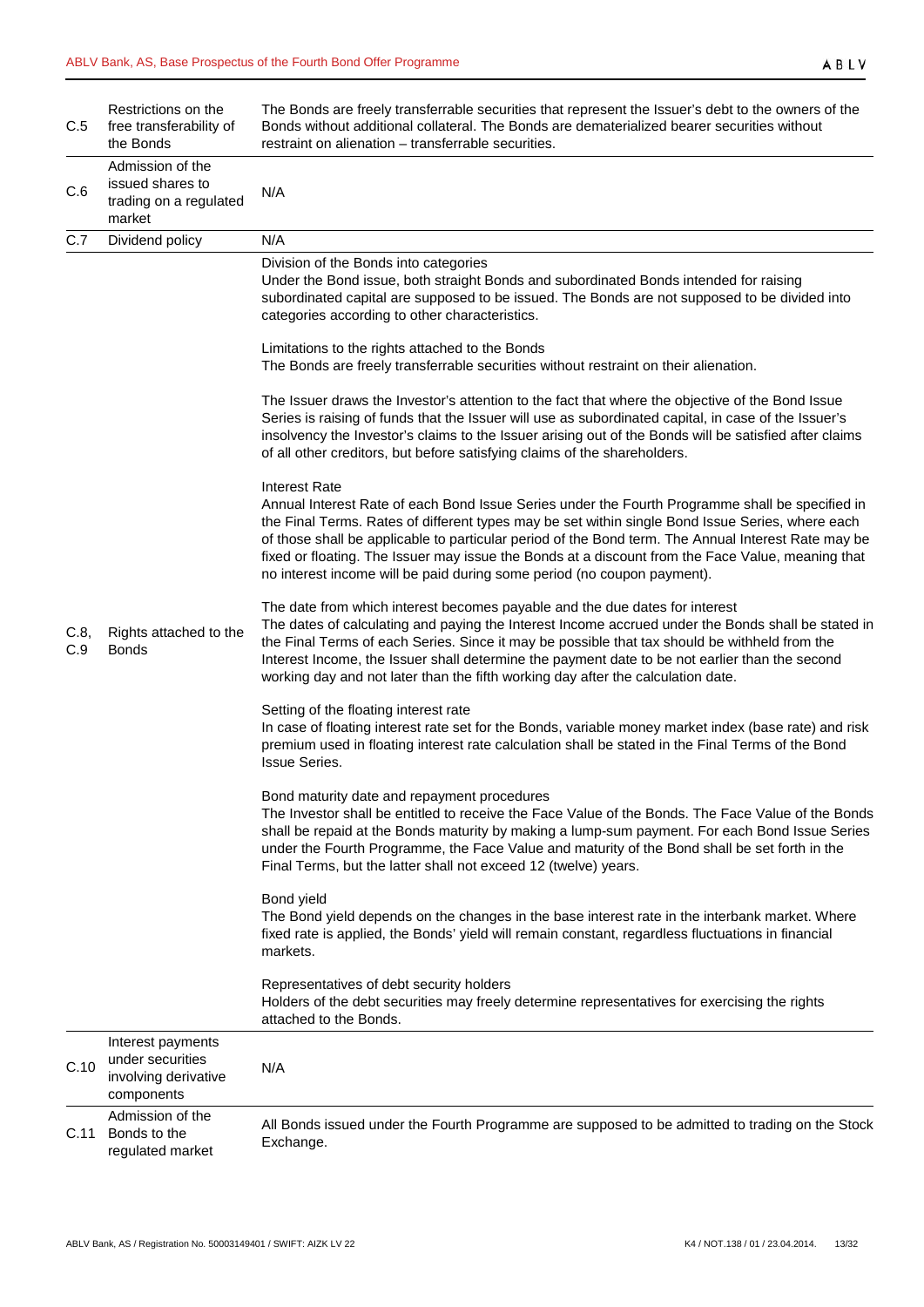| | | |
|---|---|---|
| C.5 | Restrictions on the free transferability of the Bonds | The Bonds are freely transferrable securities that represent the Issuer's debt to the owners of the Bonds without additional collateral. The Bonds are dematerialized bearer securities without restraint on alienation – transferrable securities. |
| C.6 | Admission of the issued shares to trading on a regulated market | N/A |
| C.7 | Dividend policy | N/A |
| C.8, C.9 | Rights attached to the Bonds | Division of the Bonds into categories<br>Under the Bond issue, both straight Bonds and subordinated Bonds intended for raising subordinated capital are supposed to be issued. The Bonds are not supposed to be divided into categories according to other characteristics.<br><br>Limitations to the rights attached to the Bonds<br>The Bonds are freely transferrable securities without restraint on their alienation.<br><br>The Issuer draws the Investor's attention to the fact that where the objective of the Bond Issue Series is raising of funds that the Issuer will use as subordinated capital, in case of the Issuer's insolvency the Investor's claims to the Issuer arising out of the Bonds will be satisfied after claims of all other creditors, but before satisfying claims of the shareholders.<br><br>Interest Rate<br>Annual Interest Rate of each Bond Issue Series under the Fourth Programme shall be specified in the Final Terms. Rates of different types may be set within single Bond Issue Series, where each of those shall be applicable to particular period of the Bond term. The Annual Interest Rate may be fixed or floating. The Issuer may issue the Bonds at a discount from the Face Value, meaning that no interest income will be paid during some period (no coupon payment).<br><br>The date from which interest becomes payable and the due dates for interest<br>The dates of calculating and paying the Interest Income accrued under the Bonds shall be stated in the Final Terms of each Series. Since it may be possible that tax should be withheld from the Interest Income, the Issuer shall determine the payment date to be not earlier than the second working day and not later than the fifth working day after the calculation date.<br><br>Setting of the floating interest rate<br>In case of floating interest rate set for the Bonds, variable money market index (base rate) and risk premium used in floating interest rate calculation shall be stated in the Final Terms of the Bond Issue Series.<br><br>Bond maturity date and repayment procedures<br>The Investor shall be entitled to receive the Face Value of the Bonds. The Face Value of the Bonds shall be repaid at the Bonds maturity by making a lump-sum payment. For each Bond Issue Series under the Fourth Programme, the Face Value and maturity of the Bond shall be set forth in the Final Terms, but the latter shall not exceed 12 (twelve) years.<br><br>Bond yield<br>The Bond yield depends on the changes in the base interest rate in the interbank market. Where fixed rate is applied, the Bonds' yield will remain constant, regardless fluctuations in financial markets.<br><br>Representatives of debt security holders<br>Holders of the debt securities may freely determine representatives for exercising the rights attached to the Bonds. |
| C.10 | Interest payments under securities involving derivative components | N/A |
| C.11 | Admission of the Bonds to the regulated market | All Bonds issued under the Fourth Programme are supposed to be admitted to trading on the Stock Exchange. |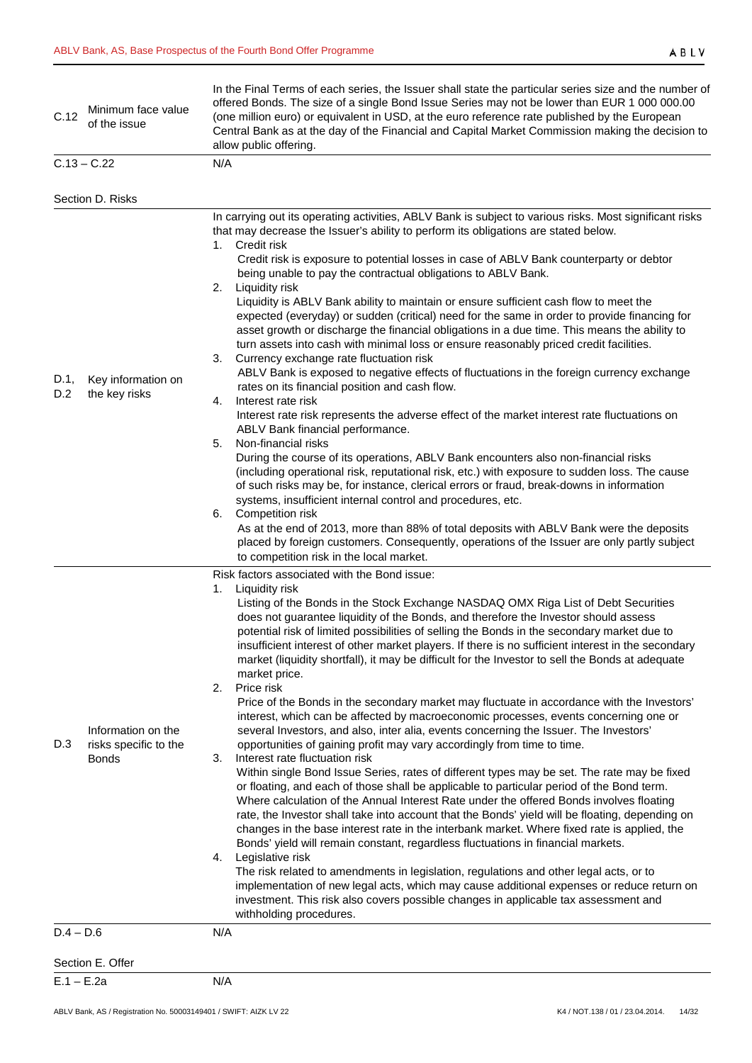| | | |
|---|---|---|
| C.12 | Minimum face value of the issue | In the Final Terms of each series, the Issuer shall state the particular series size and the number of offered Bonds. The size of a single Bond Issue Series may not be lower than EUR 1 000 000.00 (one million euro) or equivalent in USD, at the euro reference rate published by the European Central Bank as at the day of the Financial and Capital Market Commission making the decision to allow public offering. |
| C.13 – C.22 | | N/A |

Section D. Risks

| | | |
|---|---|---|
| D.1, D.2 | Key information on the key risks | In carrying out its operating activities, ABLV Bank is subject to various risks. Most significant risks that may decrease the Issuer's ability to perform its obligations are stated below.<br>1. Credit risk<br>Credit risk is exposure to potential losses in case of ABLV Bank counterparty or debtor being unable to pay the contractual obligations to ABLV Bank.<br>2. Liquidity risk<br>Liquidity is ABLV Bank ability to maintain or ensure sufficient cash flow to meet the expected (everyday) or sudden (critical) need for the same in order to provide financing for asset growth or discharge the financial obligations in a due time. This means the ability to turn assets into cash with minimal loss or ensure reasonably priced credit facilities.<br>3. Currency exchange rate fluctuation risk<br>ABLV Bank is exposed to negative effects of fluctuations in the foreign currency exchange rates on its financial position and cash flow.<br>4. Interest rate risk<br>Interest rate risk represents the adverse effect of the market interest rate fluctuations on ABLV Bank financial performance.<br>5. Non-financial risks<br>During the course of its operations, ABLV Bank encounters also non-financial risks (including operational risk, reputational risk, etc.) with exposure to sudden loss. The cause of such risks may be, for instance, clerical errors or fraud, break-downs in information systems, insufficient internal control and procedures, etc.<br>6. Competition risk<br>As at the end of 2013, more than 88% of total deposits with ABLV Bank were the deposits placed by foreign customers. Consequently, operations of the Issuer are only partly subject to competition risk in the local market. |
| D.3 | Information on the risks specific to the Bonds | Risk factors associated with the Bond issue:<br>1. Liquidity risk<br>Listing of the Bonds in the Stock Exchange NASDAQ OMX Riga List of Debt Securities does not guarantee liquidity of the Bonds, and therefore the Investor should assess potential risk of limited possibilities of selling the Bonds in the secondary market due to insufficient interest of other market players. If there is no sufficient interest in the secondary market (liquidity shortfall), it may be difficult for the Investor to sell the Bonds at adequate market price.<br>2. Price risk<br>Price of the Bonds in the secondary market may fluctuate in accordance with the Investors' interest, which can be affected by macroeconomic processes, events concerning one or several Investors, and also, inter alia, events concerning the Issuer. The Investors' opportunities of gaining profit may vary accordingly from time to time.<br>3. Interest rate fluctuation risk<br>Within single Bond Issue Series, rates of different types may be set. The rate may be fixed or floating, and each of those shall be applicable to particular period of the Bond term. Where calculation of the Annual Interest Rate under the offered Bonds involves floating rate, the Investor shall take into account that the Bonds' yield will be floating, depending on changes in the base interest rate in the interbank market. Where fixed rate is applied, the Bonds' yield will remain constant, regardless fluctuations in financial markets.<br>4. Legislative risk<br>The risk related to amendments in legislation, regulations and other legal acts, or to implementation of new legal acts, which may cause additional expenses or reduce return on investment. This risk also covers possible changes in applicable tax assessment and withholding procedures. |
| D.4 – D.6 | | N/A |

Section E. Offer

| | | |
|---|---|---|
| E.1 – E.2a | | N/A |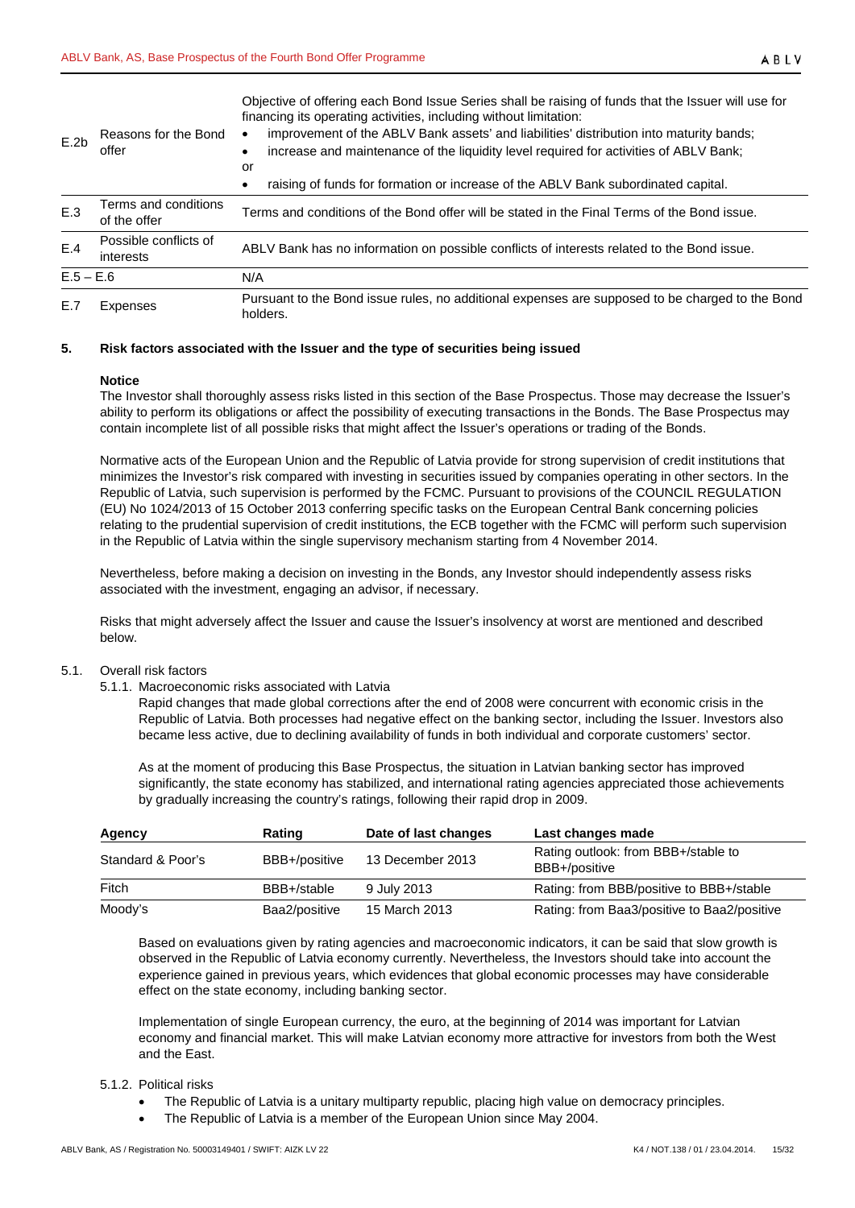| | | |
|---|---|---|
| E.2b | Reasons for the Bond offer | Objective of offering each Bond Issue Series shall be raising of funds that the Issuer will use for financing its operating activities, including without limitation:<br>• improvement of the ABLV Bank assets' and liabilities' distribution into maturity bands;<br>• increase and maintenance of the liquidity level required for activities of ABLV Bank;<br>or<br>• raising of funds for formation or increase of the ABLV Bank subordinated capital. |
| E.3 | Terms and conditions of the offer | Terms and conditions of the Bond offer will be stated in the Final Terms of the Bond issue. |
| E.4 | Possible conflicts of interests | ABLV Bank has no information on possible conflicts of interests related to the Bond issue. |
| E.5 – E.6 | | N/A |
| E.7 | Expenses | Pursuant to the Bond issue rules, no additional expenses are supposed to be charged to the Bond holders. |

## 5. Risk factors associated with the Issuer and the type of securities being issued

**Notice**

The Investor shall thoroughly assess risks listed in this section of the Base Prospectus. Those may decrease the Issuer's ability to perform its obligations or affect the possibility of executing transactions in the Bonds. The Base Prospectus may contain incomplete list of all possible risks that might affect the Issuer's operations or trading of the Bonds.

Normative acts of the European Union and the Republic of Latvia provide for strong supervision of credit institutions that minimizes the Investor's risk compared with investing in securities issued by companies operating in other sectors. In the Republic of Latvia, such supervision is performed by the FCMC. Pursuant to provisions of the COUNCIL REGULATION (EU) No 1024/2013 of 15 October 2013 conferring specific tasks on the European Central Bank concerning policies relating to the prudential supervision of credit institutions, the ECB together with the FCMC will perform such supervision in the Republic of Latvia within the single supervisory mechanism starting from 4 November 2014.

Nevertheless, before making a decision on investing in the Bonds, any Investor should independently assess risks associated with the investment, engaging an advisor, if necessary.

Risks that might adversely affect the Issuer and cause the Issuer's insolvency at worst are mentioned and described below.

### 5.1. Overall risk factors

#### 5.1.1. Macroeconomic risks associated with Latvia

Rapid changes that made global corrections after the end of 2008 were concurrent with economic crisis in the Republic of Latvia. Both processes had negative effect on the banking sector, including the Issuer. Investors also became less active, due to declining availability of funds in both individual and corporate customers' sector.

As at the moment of producing this Base Prospectus, the situation in Latvian banking sector has improved significantly, the state economy has stabilized, and international rating agencies appreciated those achievements by gradually increasing the country's ratings, following their rapid drop in 2009.

| Agency | Rating | Date of last changes | Last changes made |
|---|---|---|---|
| Standard & Poor's | BBB+/positive | 13 December 2013 | Rating outlook: from BBB+/stable to BBB+/positive |
| Fitch | BBB+/stable | 9 July 2013 | Rating: from BBB/positive to BBB+/stable |
| Moody's | Baa2/positive | 15 March 2013 | Rating: from Baa3/positive to Baa2/positive |

Based on evaluations given by rating agencies and macroeconomic indicators, it can be said that slow growth is observed in the Republic of Latvia economy currently. Nevertheless, the Investors should take into account the experience gained in previous years, which evidences that global economic processes may have considerable effect on the state economy, including banking sector.

Implementation of single European currency, the euro, at the beginning of 2014 was important for Latvian economy and financial market. This will make Latvian economy more attractive for investors from both the West and the East.

#### 5.1.2. Political risks

- The Republic of Latvia is a unitary multiparty republic, placing high value on democracy principles.
- The Republic of Latvia is a member of the European Union since May 2004.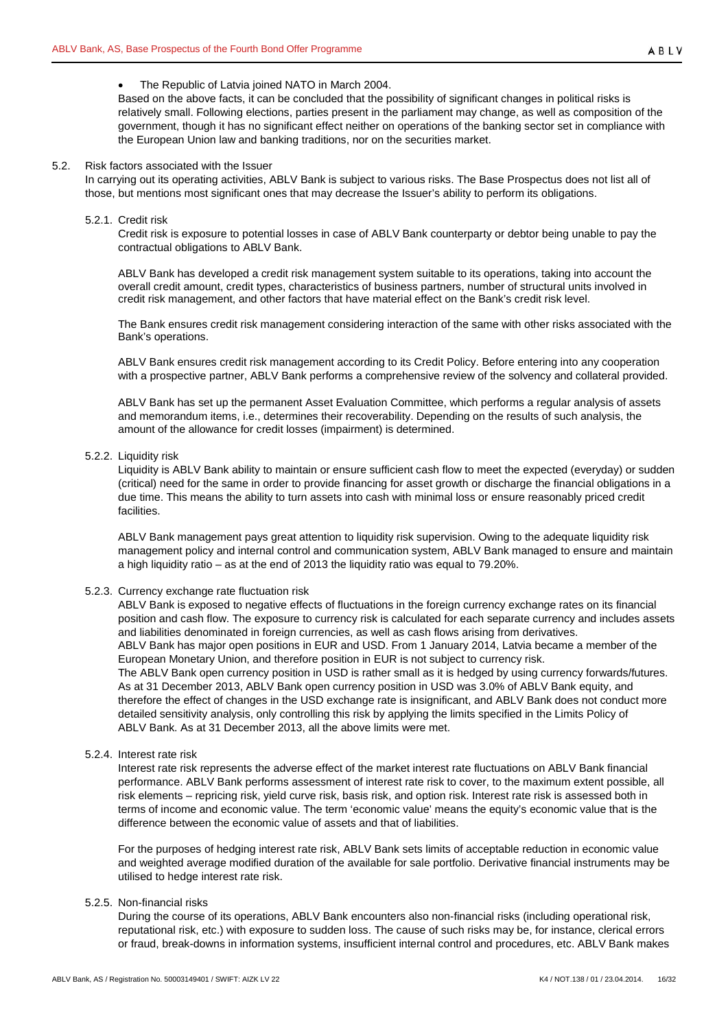- The Republic of Latvia joined NATO in March 2004.

Based on the above facts, it can be concluded that the possibility of significant changes in political risks is relatively small. Following elections, parties present in the parliament may change, as well as composition of the government, though it has no significant effect neither on operations of the banking sector set in compliance with the European Union law and banking traditions, nor on the securities market.

## 5.2. Risk factors associated with the Issuer

In carrying out its operating activities, ABLV Bank is subject to various risks. The Base Prospectus does not list all of those, but mentions most significant ones that may decrease the Issuer's ability to perform its obligations.

### 5.2.1. Credit risk

Credit risk is exposure to potential losses in case of ABLV Bank counterparty or debtor being unable to pay the contractual obligations to ABLV Bank.

ABLV Bank has developed a credit risk management system suitable to its operations, taking into account the overall credit amount, credit types, characteristics of business partners, number of structural units involved in credit risk management, and other factors that have material effect on the Bank's credit risk level.

The Bank ensures credit risk management considering interaction of the same with other risks associated with the Bank's operations.

ABLV Bank ensures credit risk management according to its Credit Policy. Before entering into any cooperation with a prospective partner, ABLV Bank performs a comprehensive review of the solvency and collateral provided.

ABLV Bank has set up the permanent Asset Evaluation Committee, which performs a regular analysis of assets and memorandum items, i.e., determines their recoverability. Depending on the results of such analysis, the amount of the allowance for credit losses (impairment) is determined.

### 5.2.2. Liquidity risk

Liquidity is ABLV Bank ability to maintain or ensure sufficient cash flow to meet the expected (everyday) or sudden (critical) need for the same in order to provide financing for asset growth or discharge the financial obligations in a due time. This means the ability to turn assets into cash with minimal loss or ensure reasonably priced credit facilities.

ABLV Bank management pays great attention to liquidity risk supervision. Owing to the adequate liquidity risk management policy and internal control and communication system, ABLV Bank managed to ensure and maintain a high liquidity ratio – as at the end of 2013 the liquidity ratio was equal to 79.20%.

### 5.2.3. Currency exchange rate fluctuation risk

ABLV Bank is exposed to negative effects of fluctuations in the foreign currency exchange rates on its financial position and cash flow. The exposure to currency risk is calculated for each separate currency and includes assets and liabilities denominated in foreign currencies, as well as cash flows arising from derivatives.

ABLV Bank has major open positions in EUR and USD. From 1 January 2014, Latvia became a member of the European Monetary Union, and therefore position in EUR is not subject to currency risk.

The ABLV Bank open currency position in USD is rather small as it is hedged by using currency forwards/futures. As at 31 December 2013, ABLV Bank open currency position in USD was 3.0% of ABLV Bank equity, and therefore the effect of changes in the USD exchange rate is insignificant, and ABLV Bank does not conduct more detailed sensitivity analysis, only controlling this risk by applying the limits specified in the Limits Policy of ABLV Bank. As at 31 December 2013, all the above limits were met.

### 5.2.4. Interest rate risk

Interest rate risk represents the adverse effect of the market interest rate fluctuations on ABLV Bank financial performance. ABLV Bank performs assessment of interest rate risk to cover, to the maximum extent possible, all risk elements – repricing risk, yield curve risk, basis risk, and option risk. Interest rate risk is assessed both in terms of income and economic value. The term 'economic value' means the equity's economic value that is the difference between the economic value of assets and that of liabilities.

For the purposes of hedging interest rate risk, ABLV Bank sets limits of acceptable reduction in economic value and weighted average modified duration of the available for sale portfolio. Derivative financial instruments may be utilised to hedge interest rate risk.

### 5.2.5. Non-financial risks

During the course of its operations, ABLV Bank encounters also non-financial risks (including operational risk, reputational risk, etc.) with exposure to sudden loss. The cause of such risks may be, for instance, clerical errors or fraud, break-downs in information systems, insufficient internal control and procedures, etc. ABLV Bank makes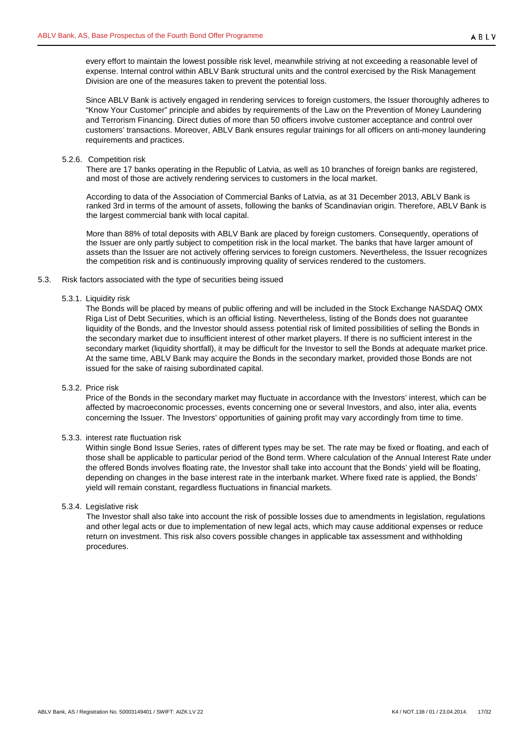every effort to maintain the lowest possible risk level, meanwhile striving at not exceeding a reasonable level of expense. Internal control within ABLV Bank structural units and the control exercised by the Risk Management Division are one of the measures taken to prevent the potential loss.

Since ABLV Bank is actively engaged in rendering services to foreign customers, the Issuer thoroughly adheres to "Know Your Customer" principle and abides by requirements of the Law on the Prevention of Money Laundering and Terrorism Financing. Direct duties of more than 50 officers involve customer acceptance and control over customers' transactions. Moreover, ABLV Bank ensures regular trainings for all officers on anti-money laundering requirements and practices.

#### 5.2.6. Competition risk

There are 17 banks operating in the Republic of Latvia, as well as 10 branches of foreign banks are registered, and most of those are actively rendering services to customers in the local market.

According to data of the Association of Commercial Banks of Latvia, as at 31 December 2013, ABLV Bank is ranked 3rd in terms of the amount of assets, following the banks of Scandinavian origin. Therefore, ABLV Bank is the largest commercial bank with local capital.

More than 88% of total deposits with ABLV Bank are placed by foreign customers. Consequently, operations of the Issuer are only partly subject to competition risk in the local market. The banks that have larger amount of assets than the Issuer are not actively offering services to foreign customers. Nevertheless, the Issuer recognizes the competition risk and is continuously improving quality of services rendered to the customers.

### 5.3. Risk factors associated with the type of securities being issued

#### 5.3.1. Liquidity risk

The Bonds will be placed by means of public offering and will be included in the Stock Exchange NASDAQ OMX Riga List of Debt Securities, which is an official listing. Nevertheless, listing of the Bonds does not guarantee liquidity of the Bonds, and the Investor should assess potential risk of limited possibilities of selling the Bonds in the secondary market due to insufficient interest of other market players. If there is no sufficient interest in the secondary market (liquidity shortfall), it may be difficult for the Investor to sell the Bonds at adequate market price. At the same time, ABLV Bank may acquire the Bonds in the secondary market, provided those Bonds are not issued for the sake of raising subordinated capital.

#### 5.3.2. Price risk

Price of the Bonds in the secondary market may fluctuate in accordance with the Investors' interest, which can be affected by macroeconomic processes, events concerning one or several Investors, and also, inter alia, events concerning the Issuer. The Investors' opportunities of gaining profit may vary accordingly from time to time.

#### 5.3.3. interest rate fluctuation risk

Within single Bond Issue Series, rates of different types may be set. The rate may be fixed or floating, and each of those shall be applicable to particular period of the Bond term. Where calculation of the Annual Interest Rate under the offered Bonds involves floating rate, the Investor shall take into account that the Bonds' yield will be floating, depending on changes in the base interest rate in the interbank market. Where fixed rate is applied, the Bonds' yield will remain constant, regardless fluctuations in financial markets.

#### 5.3.4. Legislative risk

The Investor shall also take into account the risk of possible losses due to amendments in legislation, regulations and other legal acts or due to implementation of new legal acts, which may cause additional expenses or reduce return on investment. This risk also covers possible changes in applicable tax assessment and withholding procedures.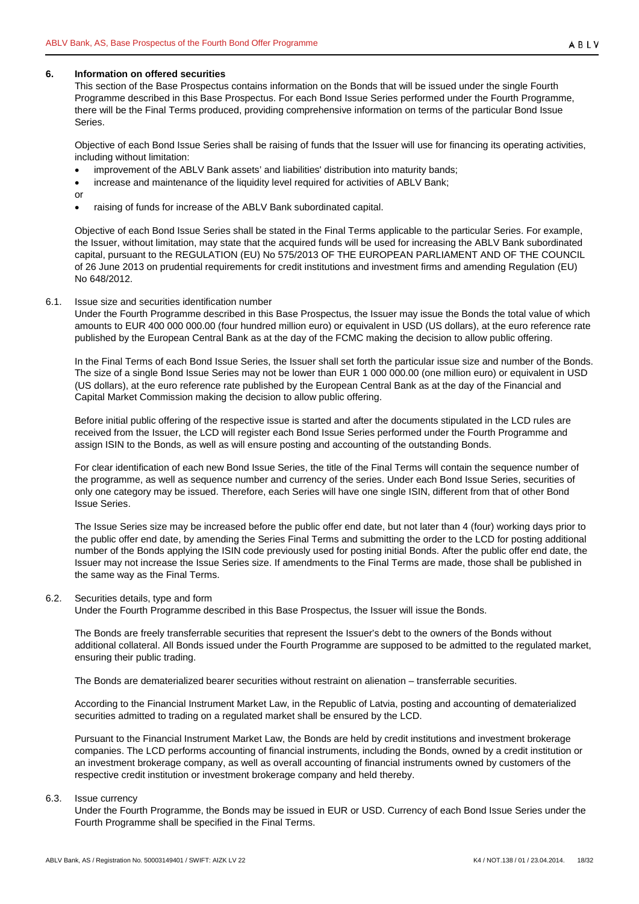## 6. Information on offered securities

This section of the Base Prospectus contains information on the Bonds that will be issued under the single Fourth Programme described in this Base Prospectus. For each Bond Issue Series performed under the Fourth Programme, there will be the Final Terms produced, providing comprehensive information on terms of the particular Bond Issue Series.

Objective of each Bond Issue Series shall be raising of funds that the Issuer will use for financing its operating activities, including without limitation:

- improvement of the ABLV Bank assets' and liabilities' distribution into maturity bands;
- increase and maintenance of the liquidity level required for activities of ABLV Bank;

or

- raising of funds for increase of the ABLV Bank subordinated capital.

Objective of each Bond Issue Series shall be stated in the Final Terms applicable to the particular Series. For example, the Issuer, without limitation, may state that the acquired funds will be used for increasing the ABLV Bank subordinated capital, pursuant to the REGULATION (EU) No 575/2013 OF THE EUROPEAN PARLIAMENT AND OF THE COUNCIL of 26 June 2013 on prudential requirements for credit institutions and investment firms and amending Regulation (EU) No 648/2012.

### 6.1. Issue size and securities identification number

Under the Fourth Programme described in this Base Prospectus, the Issuer may issue the Bonds the total value of which amounts to EUR 400 000 000.00 (four hundred million euro) or equivalent in USD (US dollars), at the euro reference rate published by the European Central Bank as at the day of the FCMC making the decision to allow public offering.

In the Final Terms of each Bond Issue Series, the Issuer shall set forth the particular issue size and number of the Bonds. The size of a single Bond Issue Series may not be lower than EUR 1 000 000.00 (one million euro) or equivalent in USD (US dollars), at the euro reference rate published by the European Central Bank as at the day of the Financial and Capital Market Commission making the decision to allow public offering.

Before initial public offering of the respective issue is started and after the documents stipulated in the LCD rules are received from the Issuer, the LCD will register each Bond Issue Series performed under the Fourth Programme and assign ISIN to the Bonds, as well as will ensure posting and accounting of the outstanding Bonds.

For clear identification of each new Bond Issue Series, the title of the Final Terms will contain the sequence number of the programme, as well as sequence number and currency of the series. Under each Bond Issue Series, securities of only one category may be issued. Therefore, each Series will have one single ISIN, different from that of other Bond Issue Series.

The Issue Series size may be increased before the public offer end date, but not later than 4 (four) working days prior to the public offer end date, by amending the Series Final Terms and submitting the order to the LCD for posting additional number of the Bonds applying the ISIN code previously used for posting initial Bonds. After the public offer end date, the Issuer may not increase the Issue Series size. If amendments to the Final Terms are made, those shall be published in the same way as the Final Terms.

### 6.2. Securities details, type and form

Under the Fourth Programme described in this Base Prospectus, the Issuer will issue the Bonds.

The Bonds are freely transferrable securities that represent the Issuer's debt to the owners of the Bonds without additional collateral. All Bonds issued under the Fourth Programme are supposed to be admitted to the regulated market, ensuring their public trading.

The Bonds are dematerialized bearer securities without restraint on alienation – transferrable securities.

According to the Financial Instrument Market Law, in the Republic of Latvia, posting and accounting of dematerialized securities admitted to trading on a regulated market shall be ensured by the LCD.

Pursuant to the Financial Instrument Market Law, the Bonds are held by credit institutions and investment brokerage companies. The LCD performs accounting of financial instruments, including the Bonds, owned by a credit institution or an investment brokerage company, as well as overall accounting of financial instruments owned by customers of the respective credit institution or investment brokerage company and held thereby.

### 6.3. Issue currency

Under the Fourth Programme, the Bonds may be issued in EUR or USD. Currency of each Bond Issue Series under the Fourth Programme shall be specified in the Final Terms.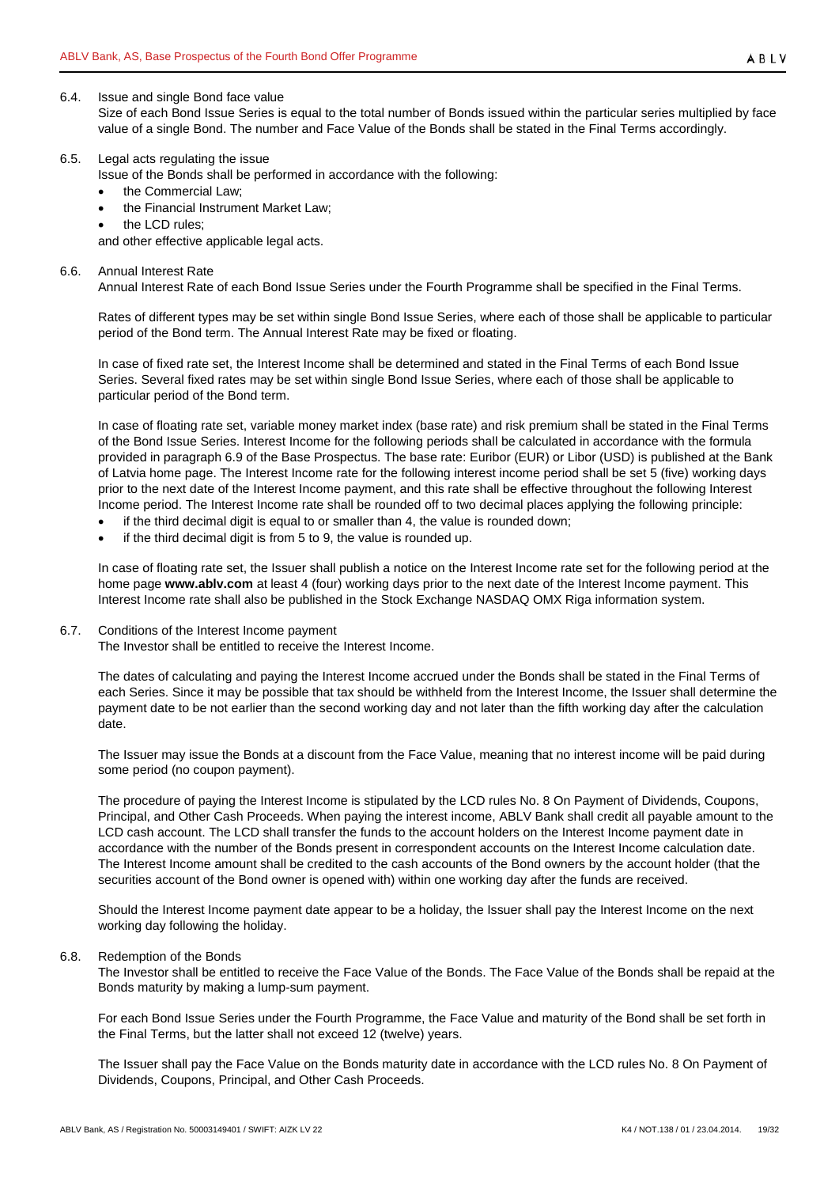6.4. Issue and single Bond face value

Size of each Bond Issue Series is equal to the total number of Bonds issued within the particular series multiplied by face value of a single Bond. The number and Face Value of the Bonds shall be stated in the Final Terms accordingly.

6.5. Legal acts regulating the issue

Issue of the Bonds shall be performed in accordance with the following:

- the Commercial Law;
- the Financial Instrument Market Law;
- the LCD rules;

and other effective applicable legal acts.

6.6. Annual Interest Rate

Annual Interest Rate of each Bond Issue Series under the Fourth Programme shall be specified in the Final Terms.

Rates of different types may be set within single Bond Issue Series, where each of those shall be applicable to particular period of the Bond term. The Annual Interest Rate may be fixed or floating.

In case of fixed rate set, the Interest Income shall be determined and stated in the Final Terms of each Bond Issue Series. Several fixed rates may be set within single Bond Issue Series, where each of those shall be applicable to particular period of the Bond term.

In case of floating rate set, variable money market index (base rate) and risk premium shall be stated in the Final Terms of the Bond Issue Series. Interest Income for the following periods shall be calculated in accordance with the formula provided in paragraph 6.9 of the Base Prospectus. The base rate: Euribor (EUR) or Libor (USD) is published at the Bank of Latvia home page. The Interest Income rate for the following interest income period shall be set 5 (five) working days prior to the next date of the Interest Income payment, and this rate shall be effective throughout the following Interest Income period. The Interest Income rate shall be rounded off to two decimal places applying the following principle:

- if the third decimal digit is equal to or smaller than 4, the value is rounded down;
- if the third decimal digit is from 5 to 9, the value is rounded up.

In case of floating rate set, the Issuer shall publish a notice on the Interest Income rate set for the following period at the home page **www.ablv.com** at least 4 (four) working days prior to the next date of the Interest Income payment. This Interest Income rate shall also be published in the Stock Exchange NASDAQ OMX Riga information system.

6.7. Conditions of the Interest Income payment

The Investor shall be entitled to receive the Interest Income.

The dates of calculating and paying the Interest Income accrued under the Bonds shall be stated in the Final Terms of each Series. Since it may be possible that tax should be withheld from the Interest Income, the Issuer shall determine the payment date to be not earlier than the second working day and not later than the fifth working day after the calculation date.

The Issuer may issue the Bonds at a discount from the Face Value, meaning that no interest income will be paid during some period (no coupon payment).

The procedure of paying the Interest Income is stipulated by the LCD rules No. 8 On Payment of Dividends, Coupons, Principal, and Other Cash Proceeds. When paying the interest income, ABLV Bank shall credit all payable amount to the LCD cash account. The LCD shall transfer the funds to the account holders on the Interest Income payment date in accordance with the number of the Bonds present in correspondent accounts on the Interest Income calculation date. The Interest Income amount shall be credited to the cash accounts of the Bond owners by the account holder (that the securities account of the Bond owner is opened with) within one working day after the funds are received.

Should the Interest Income payment date appear to be a holiday, the Issuer shall pay the Interest Income on the next working day following the holiday.

6.8. Redemption of the Bonds

The Investor shall be entitled to receive the Face Value of the Bonds. The Face Value of the Bonds shall be repaid at the Bonds maturity by making a lump-sum payment.

For each Bond Issue Series under the Fourth Programme, the Face Value and maturity of the Bond shall be set forth in the Final Terms, but the latter shall not exceed 12 (twelve) years.

The Issuer shall pay the Face Value on the Bonds maturity date in accordance with the LCD rules No. 8 On Payment of Dividends, Coupons, Principal, and Other Cash Proceeds.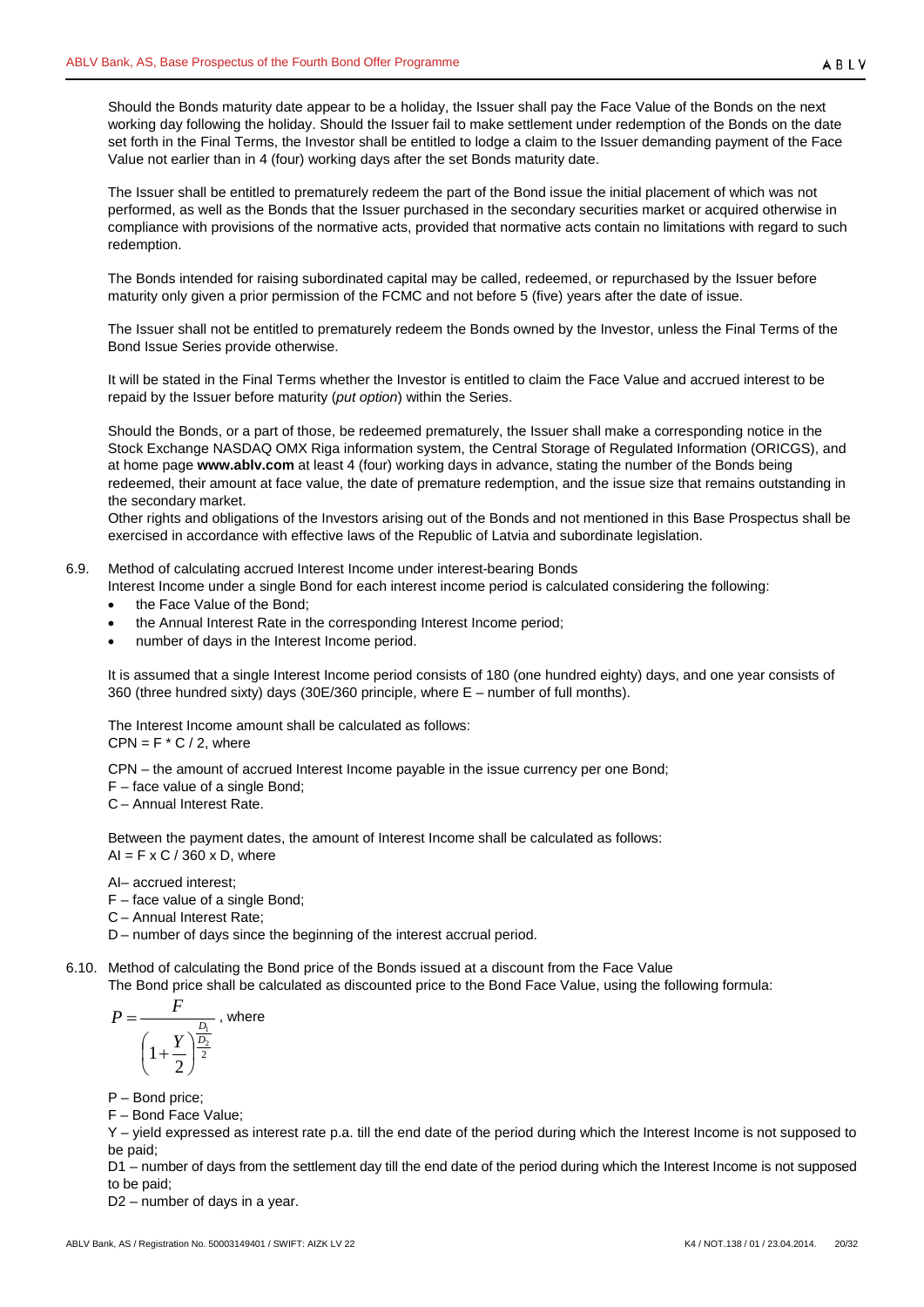Should the Bonds maturity date appear to be a holiday, the Issuer shall pay the Face Value of the Bonds on the next working day following the holiday. Should the Issuer fail to make settlement under redemption of the Bonds on the date set forth in the Final Terms, the Investor shall be entitled to lodge a claim to the Issuer demanding payment of the Face Value not earlier than in 4 (four) working days after the set Bonds maturity date.

The Issuer shall be entitled to prematurely redeem the part of the Bond issue the initial placement of which was not performed, as well as the Bonds that the Issuer purchased in the secondary securities market or acquired otherwise in compliance with provisions of the normative acts, provided that normative acts contain no limitations with regard to such redemption.

The Bonds intended for raising subordinated capital may be called, redeemed, or repurchased by the Issuer before maturity only given a prior permission of the FCMC and not before 5 (five) years after the date of issue.

The Issuer shall not be entitled to prematurely redeem the Bonds owned by the Investor, unless the Final Terms of the Bond Issue Series provide otherwise.

It will be stated in the Final Terms whether the Investor is entitled to claim the Face Value and accrued interest to be repaid by the Issuer before maturity (*put option*) within the Series.

Should the Bonds, or a part of those, be redeemed prematurely, the Issuer shall make a corresponding notice in the Stock Exchange NASDAQ OMX Riga information system, the Central Storage of Regulated Information (ORICGS), and at home page **www.ablv.com** at least 4 (four) working days in advance, stating the number of the Bonds being redeemed, their amount at face value, the date of premature redemption, and the issue size that remains outstanding in the secondary market.
Other rights and obligations of the Investors arising out of the Bonds and not mentioned in this Base Prospectus shall be exercised in accordance with effective laws of the Republic of Latvia and subordinate legislation.

6.9. Method of calculating accrued Interest Income under interest-bearing Bonds

Interest Income under a single Bond for each interest income period is calculated considering the following:

- the Face Value of the Bond;
- the Annual Interest Rate in the corresponding Interest Income period;
- number of days in the Interest Income period.

It is assumed that a single Interest Income period consists of 180 (one hundred eighty) days, and one year consists of 360 (three hundred sixty) days (30E/360 principle, where E – number of full months).

The Interest Income amount shall be calculated as follows:
$CPN = F * C / 2$, where

CPN – the amount of accrued Interest Income payable in the issue currency per one Bond;
F – face value of a single Bond;
C – Annual Interest Rate.

Between the payment dates, the amount of Interest Income shall be calculated as follows:
$AI = F \times C / 360 \times D$, where

AI– accrued interest;
F – face value of a single Bond;
C – Annual Interest Rate;
D – number of days since the beginning of the interest accrual period.

6.10. Method of calculating the Bond price of the Bonds issued at a discount from the Face Value

The Bond price shall be calculated as discounted price to the Bond Face Value, using the following formula:

$$P = \frac{F}{\left(1 + \frac{Y}{2}\right)^{\frac{D_1 / D_2}{2}}}$$, where

P – Bond price;
F – Bond Face Value;
Y – yield expressed as interest rate p.a. till the end date of the period during which the Interest Income is not supposed to be paid;
D1 – number of days from the settlement day till the end date of the period during which the Interest Income is not supposed to be paid;
D2 – number of days in a year.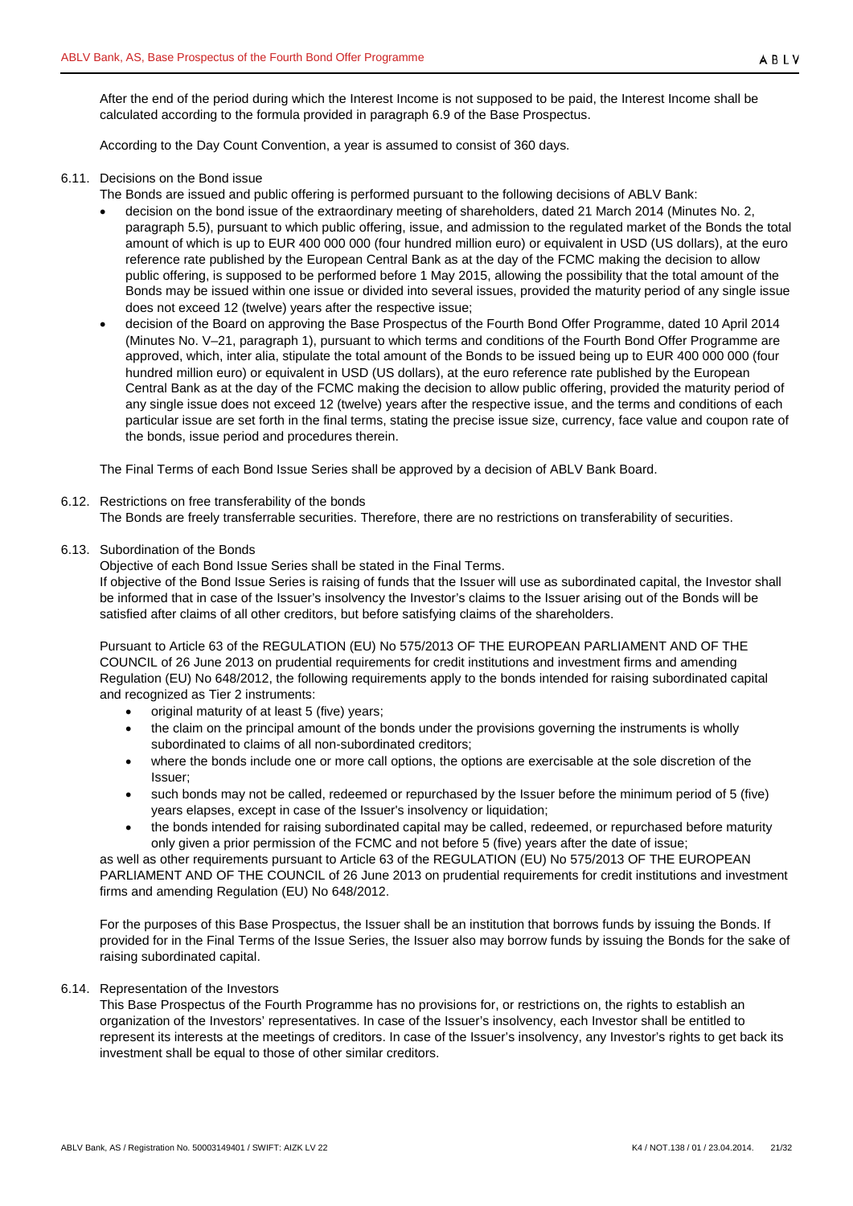After the end of the period during which the Interest Income is not supposed to be paid, the Interest Income shall be calculated according to the formula provided in paragraph 6.9 of the Base Prospectus.

According to the Day Count Convention, a year is assumed to consist of 360 days.

6.11. Decisions on the Bond issue

The Bonds are issued and public offering is performed pursuant to the following decisions of ABLV Bank:

- decision on the bond issue of the extraordinary meeting of shareholders, dated 21 March 2014 (Minutes No. 2, paragraph 5.5), pursuant to which public offering, issue, and admission to the regulated market of the Bonds the total amount of which is up to EUR 400 000 000 (four hundred million euro) or equivalent in USD (US dollars), at the euro reference rate published by the European Central Bank as at the day of the FCMC making the decision to allow public offering, is supposed to be performed before 1 May 2015, allowing the possibility that the total amount of the Bonds may be issued within one issue or divided into several issues, provided the maturity period of any single issue does not exceed 12 (twelve) years after the respective issue;
- decision of the Board on approving the Base Prospectus of the Fourth Bond Offer Programme, dated 10 April 2014 (Minutes No. V–21, paragraph 1), pursuant to which terms and conditions of the Fourth Bond Offer Programme are approved, which, inter alia, stipulate the total amount of the Bonds to be issued being up to EUR 400 000 000 (four hundred million euro) or equivalent in USD (US dollars), at the euro reference rate published by the European Central Bank as at the day of the FCMC making the decision to allow public offering, provided the maturity period of any single issue does not exceed 12 (twelve) years after the respective issue, and the terms and conditions of each particular issue are set forth in the final terms, stating the precise issue size, currency, face value and coupon rate of the bonds, issue period and procedures therein.

The Final Terms of each Bond Issue Series shall be approved by a decision of ABLV Bank Board.

6.12. Restrictions on free transferability of the bonds

The Bonds are freely transferrable securities. Therefore, there are no restrictions on transferability of securities.

6.13. Subordination of the Bonds

Objective of each Bond Issue Series shall be stated in the Final Terms.
If objective of the Bond Issue Series is raising of funds that the Issuer will use as subordinated capital, the Investor shall be informed that in case of the Issuer's insolvency the Investor's claims to the Issuer arising out of the Bonds will be satisfied after claims of all other creditors, but before satisfying claims of the shareholders.

Pursuant to Article 63 of the REGULATION (EU) No 575/2013 OF THE EUROPEAN PARLIAMENT AND OF THE COUNCIL of 26 June 2013 on prudential requirements for credit institutions and investment firms and amending Regulation (EU) No 648/2012, the following requirements apply to the bonds intended for raising subordinated capital and recognized as Tier 2 instruments:

- original maturity of at least 5 (five) years;
- the claim on the principal amount of the bonds under the provisions governing the instruments is wholly subordinated to claims of all non-subordinated creditors;
- where the bonds include one or more call options, the options are exercisable at the sole discretion of the Issuer;
- such bonds may not be called, redeemed or repurchased by the Issuer before the minimum period of 5 (five) years elapses, except in case of the Issuer's insolvency or liquidation;
- the bonds intended for raising subordinated capital may be called, redeemed, or repurchased before maturity only given a prior permission of the FCMC and not before 5 (five) years after the date of issue;

as well as other requirements pursuant to Article 63 of the REGULATION (EU) No 575/2013 OF THE EUROPEAN PARLIAMENT AND OF THE COUNCIL of 26 June 2013 on prudential requirements for credit institutions and investment firms and amending Regulation (EU) No 648/2012.

For the purposes of this Base Prospectus, the Issuer shall be an institution that borrows funds by issuing the Bonds. If provided for in the Final Terms of the Issue Series, the Issuer also may borrow funds by issuing the Bonds for the sake of raising subordinated capital.

6.14. Representation of the Investors

This Base Prospectus of the Fourth Programme has no provisions for, or restrictions on, the rights to establish an organization of the Investors' representatives. In case of the Issuer's insolvency, each Investor shall be entitled to represent its interests at the meetings of creditors. In case of the Issuer's insolvency, any Investor's rights to get back its investment shall be equal to those of other similar creditors.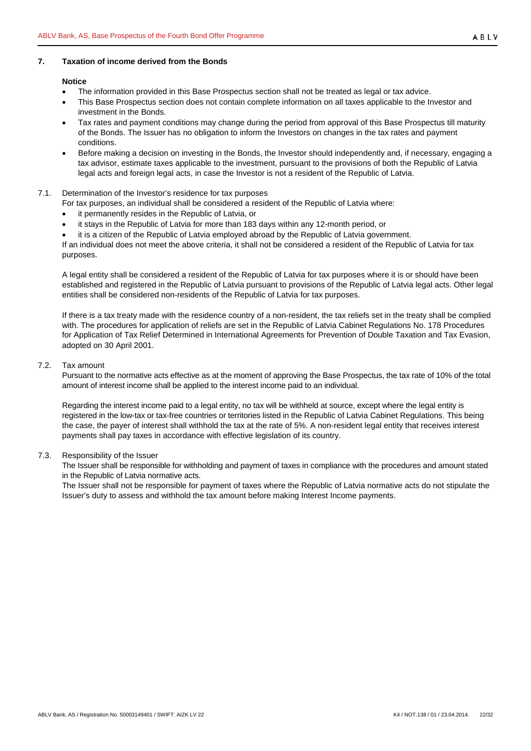## 7. Taxation of income derived from the Bonds

**Notice**

- The information provided in this Base Prospectus section shall not be treated as legal or tax advice.
- This Base Prospectus section does not contain complete information on all taxes applicable to the Investor and investment in the Bonds.
- Tax rates and payment conditions may change during the period from approval of this Base Prospectus till maturity of the Bonds. The Issuer has no obligation to inform the Investors on changes in the tax rates and payment conditions.
- Before making a decision on investing in the Bonds, the Investor should independently and, if necessary, engaging a tax advisor, estimate taxes applicable to the investment, pursuant to the provisions of both the Republic of Latvia legal acts and foreign legal acts, in case the Investor is not a resident of the Republic of Latvia.

### 7.1. Determination of the Investor's residence for tax purposes

For tax purposes, an individual shall be considered a resident of the Republic of Latvia where:

- it permanently resides in the Republic of Latvia, or
- it stays in the Republic of Latvia for more than 183 days within any 12-month period, or
- it is a citizen of the Republic of Latvia employed abroad by the Republic of Latvia government.

If an individual does not meet the above criteria, it shall not be considered a resident of the Republic of Latvia for tax purposes.

A legal entity shall be considered a resident of the Republic of Latvia for tax purposes where it is or should have been established and registered in the Republic of Latvia pursuant to provisions of the Republic of Latvia legal acts. Other legal entities shall be considered non-residents of the Republic of Latvia for tax purposes.

If there is a tax treaty made with the residence country of a non-resident, the tax reliefs set in the treaty shall be complied with. The procedures for application of reliefs are set in the Republic of Latvia Cabinet Regulations No. 178 Procedures for Application of Tax Relief Determined in International Agreements for Prevention of Double Taxation and Tax Evasion, adopted on 30 April 2001.

### 7.2. Tax amount

Pursuant to the normative acts effective as at the moment of approving the Base Prospectus, the tax rate of 10% of the total amount of interest income shall be applied to the interest income paid to an individual.

Regarding the interest income paid to a legal entity, no tax will be withheld at source, except where the legal entity is registered in the low-tax or tax-free countries or territories listed in the Republic of Latvia Cabinet Regulations. This being the case, the payer of interest shall withhold the tax at the rate of 5%. A non-resident legal entity that receives interest payments shall pay taxes in accordance with effective legislation of its country.

### 7.3. Responsibility of the Issuer

The Issuer shall be responsible for withholding and payment of taxes in compliance with the procedures and amount stated in the Republic of Latvia normative acts.

The Issuer shall not be responsible for payment of taxes where the Republic of Latvia normative acts do not stipulate the Issuer's duty to assess and withhold the tax amount before making Interest Income payments.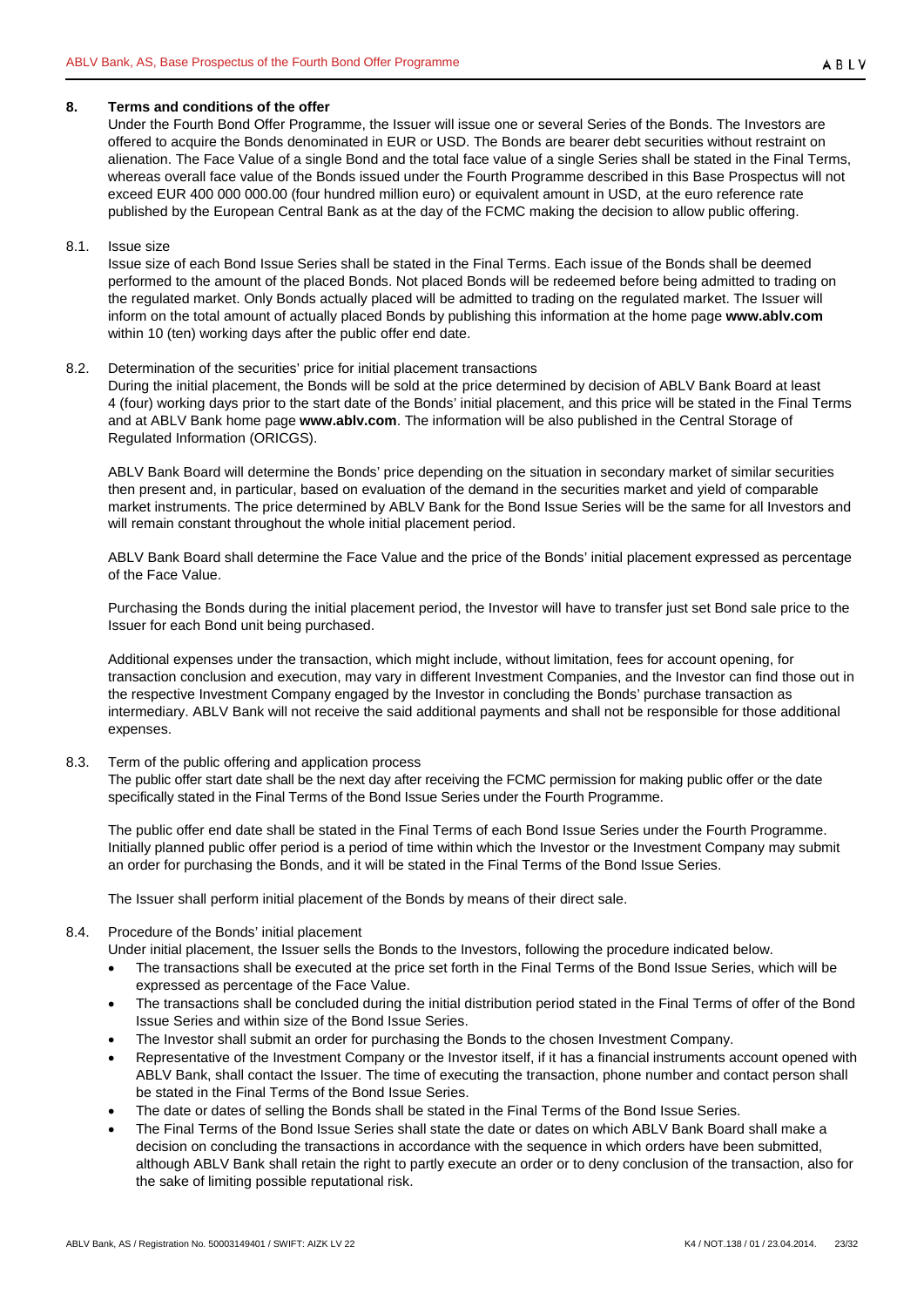## 8. Terms and conditions of the offer

Under the Fourth Bond Offer Programme, the Issuer will issue one or several Series of the Bonds. The Investors are offered to acquire the Bonds denominated in EUR or USD. The Bonds are bearer debt securities without restraint on alienation. The Face Value of a single Bond and the total face value of a single Series shall be stated in the Final Terms, whereas overall face value of the Bonds issued under the Fourth Programme described in this Base Prospectus will not exceed EUR 400 000 000.00 (four hundred million euro) or equivalent amount in USD, at the euro reference rate published by the European Central Bank as at the day of the FCMC making the decision to allow public offering.

### 8.1. Issue size

Issue size of each Bond Issue Series shall be stated in the Final Terms. Each issue of the Bonds shall be deemed performed to the amount of the placed Bonds. Not placed Bonds will be redeemed before being admitted to trading on the regulated market. Only Bonds actually placed will be admitted to trading on the regulated market. The Issuer will inform on the total amount of actually placed Bonds by publishing this information at the home page **www.ablv.com** within 10 (ten) working days after the public offer end date.

### 8.2. Determination of the securities' price for initial placement transactions

During the initial placement, the Bonds will be sold at the price determined by decision of ABLV Bank Board at least 4 (four) working days prior to the start date of the Bonds' initial placement, and this price will be stated in the Final Terms and at ABLV Bank home page **www.ablv.com**. The information will be also published in the Central Storage of Regulated Information (ORICGS).

ABLV Bank Board will determine the Bonds' price depending on the situation in secondary market of similar securities then present and, in particular, based on evaluation of the demand in the securities market and yield of comparable market instruments. The price determined by ABLV Bank for the Bond Issue Series will be the same for all Investors and will remain constant throughout the whole initial placement period.

ABLV Bank Board shall determine the Face Value and the price of the Bonds' initial placement expressed as percentage of the Face Value.

Purchasing the Bonds during the initial placement period, the Investor will have to transfer just set Bond sale price to the Issuer for each Bond unit being purchased.

Additional expenses under the transaction, which might include, without limitation, fees for account opening, for transaction conclusion and execution, may vary in different Investment Companies, and the Investor can find those out in the respective Investment Company engaged by the Investor in concluding the Bonds' purchase transaction as intermediary. ABLV Bank will not receive the said additional payments and shall not be responsible for those additional expenses.

### 8.3. Term of the public offering and application process

The public offer start date shall be the next day after receiving the FCMC permission for making public offer or the date specifically stated in the Final Terms of the Bond Issue Series under the Fourth Programme.

The public offer end date shall be stated in the Final Terms of each Bond Issue Series under the Fourth Programme. Initially planned public offer period is a period of time within which the Investor or the Investment Company may submit an order for purchasing the Bonds, and it will be stated in the Final Terms of the Bond Issue Series.

The Issuer shall perform initial placement of the Bonds by means of their direct sale.

### 8.4. Procedure of the Bonds' initial placement

Under initial placement, the Issuer sells the Bonds to the Investors, following the procedure indicated below.

- The transactions shall be executed at the price set forth in the Final Terms of the Bond Issue Series, which will be expressed as percentage of the Face Value.
- The transactions shall be concluded during the initial distribution period stated in the Final Terms of offer of the Bond Issue Series and within size of the Bond Issue Series.
- The Investor shall submit an order for purchasing the Bonds to the chosen Investment Company.
- Representative of the Investment Company or the Investor itself, if it has a financial instruments account opened with ABLV Bank, shall contact the Issuer. The time of executing the transaction, phone number and contact person shall be stated in the Final Terms of the Bond Issue Series.
- The date or dates of selling the Bonds shall be stated in the Final Terms of the Bond Issue Series.
- The Final Terms of the Bond Issue Series shall state the date or dates on which ABLV Bank Board shall make a decision on concluding the transactions in accordance with the sequence in which orders have been submitted, although ABLV Bank shall retain the right to partly execute an order or to deny conclusion of the transaction, also for the sake of limiting possible reputational risk.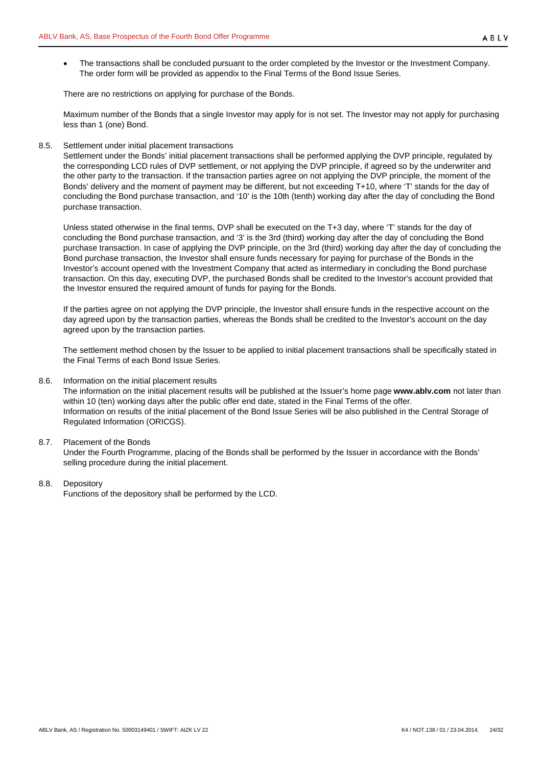- The transactions shall be concluded pursuant to the order completed by the Investor or the Investment Company. The order form will be provided as appendix to the Final Terms of the Bond Issue Series.

There are no restrictions on applying for purchase of the Bonds.

Maximum number of the Bonds that a single Investor may apply for is not set. The Investor may not apply for purchasing less than 1 (one) Bond.

8.5. Settlement under initial placement transactions

Settlement under the Bonds' initial placement transactions shall be performed applying the DVP principle, regulated by the corresponding LCD rules of DVP settlement, or not applying the DVP principle, if agreed so by the underwriter and the other party to the transaction. If the transaction parties agree on not applying the DVP principle, the moment of the Bonds' delivery and the moment of payment may be different, but not exceeding T+10, where 'T' stands for the day of concluding the Bond purchase transaction, and '10' is the 10th (tenth) working day after the day of concluding the Bond purchase transaction.

Unless stated otherwise in the final terms, DVP shall be executed on the T+3 day, where 'T' stands for the day of concluding the Bond purchase transaction, and '3' is the 3rd (third) working day after the day of concluding the Bond purchase transaction. In case of applying the DVP principle, on the 3rd (third) working day after the day of concluding the Bond purchase transaction, the Investor shall ensure funds necessary for paying for purchase of the Bonds in the Investor's account opened with the Investment Company that acted as intermediary in concluding the Bond purchase transaction. On this day, executing DVP, the purchased Bonds shall be credited to the Investor's account provided that the Investor ensured the required amount of funds for paying for the Bonds.

If the parties agree on not applying the DVP principle, the Investor shall ensure funds in the respective account on the day agreed upon by the transaction parties, whereas the Bonds shall be credited to the Investor's account on the day agreed upon by the transaction parties.

The settlement method chosen by the Issuer to be applied to initial placement transactions shall be specifically stated in the Final Terms of each Bond Issue Series.

8.6. Information on the initial placement results

The information on the initial placement results will be published at the Issuer's home page **www.ablv.com** not later than within 10 (ten) working days after the public offer end date, stated in the Final Terms of the offer.
Information on results of the initial placement of the Bond Issue Series will be also published in the Central Storage of Regulated Information (ORICGS).

8.7. Placement of the Bonds

Under the Fourth Programme, placing of the Bonds shall be performed by the Issuer in accordance with the Bonds' selling procedure during the initial placement.

8.8. Depository

Functions of the depository shall be performed by the LCD.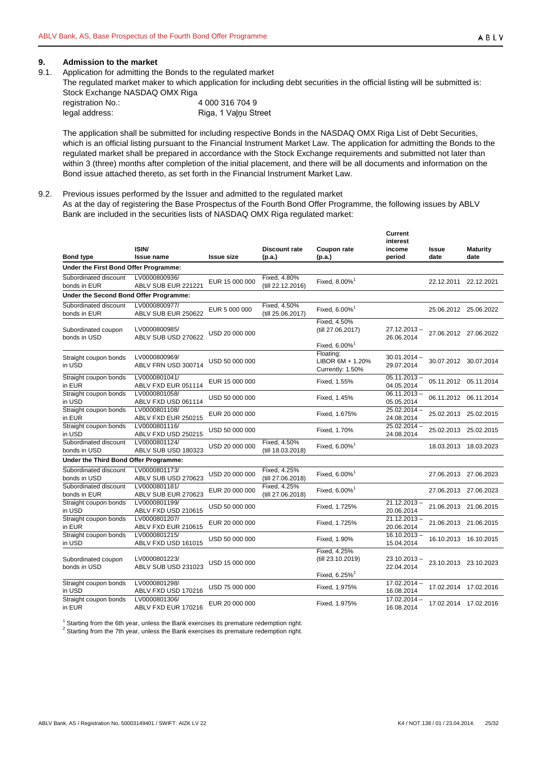## 9. Admission to the market

9.1. Application for admitting the Bonds to the regulated market

The regulated market maker to which application for including debt securities in the official listing will be submitted is: Stock Exchange NASDAQ OMX Riga

registration No.: 4 000 316 704 9

legal address: Riga, 1 Vaļņu Street

The application shall be submitted for including respective Bonds in the NASDAQ OMX Riga List of Debt Securities, which is an official listing pursuant to the Financial Instrument Market Law. The application for admitting the Bonds to the regulated market shall be prepared in accordance with the Stock Exchange requirements and submitted not later than within 3 (three) months after completion of the initial placement, and there will be all documents and information on the Bond issue attached thereto, as set forth in the Financial Instrument Market Law.

9.2. Previous issues performed by the Issuer and admitted to the regulated market

As at the day of registering the Base Prospectus of the Fourth Bond Offer Programme, the following issues by ABLV Bank are included in the securities lists of NASDAQ OMX Riga regulated market:

| Bond type | ISIN/ Issue name | Issue size | Discount rate (p.a.) | Coupon rate (p.a.) | Current interest income period | Issue date | Maturity date |
|---|---|---|---|---|---|---|---|
| **Under the First Bond Offer Programme:** | | | | | | | |
| Subordinated discount bonds in EUR | LV0000800936/ ABLV SUB EUR 221221 | EUR 15 000 000 | Fixed, 4.80% (till 22.12.2016) | Fixed, 8.00%[1] | | 22.12.2011 | 22.12.2021 |
| **Under the Second Bond Offer Programme:** | | | | | | | |
| Subordinated discount bonds in EUR | LV0000800977/ ABLV SUB EUR 250622 | EUR 5 000 000 | Fixed, 4.50% (till 25.06.2017) | Fixed, 6.00%[1] | | 25.06.2012 | 25.06.2022 |
| Subordinated coupon bonds in USD | LV0000800985/ ABLV SUB USD 270622 | USD 20 000 000 | | Fixed, 4.50% (till 27.06.2017) Fixed, 6.00%[1] | 27.12.2013 – 26.06.2014 | 27.06.2012 | 27.06.2022 |
| Straight coupon bonds in USD | LV0000800969/ ABLV FRN USD 300714 | USD 50 000 000 | | Floating: LIBOR 6M + 1.20% Currently: 1.50% | 30.01.2014 – 29.07.2014 | 30.07.2012 | 30.07.2014 |
| Straight coupon bonds in EUR | LV0000801041/ ABLV FXD EUR 051114 | EUR 15 000 000 | | Fixed, 1.55% | 05.11.2013 – 04.05.2014 | 05.11.2012 | 05.11.2014 |
| Straight coupon bonds in USD | LV0000801058/ ABLV FXD USD 061114 | USD 50 000 000 | | Fixed, 1.45% | 06.11.2013 – 05.05.2014 | 06.11.2012 | 06.11.2014 |
| Straight coupon bonds in EUR | LV0000801108/ ABLV FXD EUR 250215 | EUR 20 000 000 | | Fixed, 1.675% | 25.02.2014 – 24.08.2014 | 25.02.2013 | 25.02.2015 |
| Straight coupon bonds in USD | LV0000801116/ ABLV FXD USD 250215 | USD 50 000 000 | | Fixed, 1.70% | 25.02.2014 – 24.08.2014 | 25.02.2013 | 25.02.2015 |
| Subordinated discount bonds in USD | LV0000801124/ ABLV SUB USD 180323 | USD 20 000 000 | Fixed, 4.50% (till 18.03.2018) | Fixed, 6.00%[1] | | 18.03.2013 | 18.03.2023 |
| **Under the Third Bond Offer Programme:** | | | | | | | |
| Subordinated discount bonds in USD | LV0000801173/ ABLV SUB USD 270623 | USD 20 000 000 | Fixed, 4.25% (till 27.06.2018) | Fixed, 6.00%[1] | | 27.06.2013 | 27.06.2023 |
| Subordinated discount bonds in EUR | LV0000801181/ ABLV SUB EUR 270623 | EUR 20 000 000 | Fixed, 4.25% (till 27.06.2018) | Fixed, 6.00%[1] | | 27.06.2013 | 27.06.2023 |
| Straight coupon bonds in USD | LV0000801199/ ABLV FXD USD 210615 | USD 50 000 000 | | Fixed, 1.725% | 21.12.2013 – 20.06.2014 | 21.06.2013 | 21.06.2015 |
| Straight coupon bonds in EUR | LV0000801207/ ABLV FXD EUR 210615 | EUR 20 000 000 | | Fixed, 1.725% | 21.12.2013 – 20.06.2014 | 21.06.2013 | 21.06.2015 |
| Straight coupon bonds in USD | LV0000801215/ ABLV FXD USD 161015 | USD 50 000 000 | | Fixed, 1.90% | 16.10.2013 – 15.04.2014 | 16.10.2013 | 16.10.2015 |
| Subordinated coupon bonds in USD | LV0000801223/ ABLV SUB USD 231023 | USD 15 000 000 | | Fixed, 4.25% (till 23.10.2019) Fixed, 6.25%[2] | 23.10.2013 – 22.04.2014 | 23.10.2013 | 23.10.2023 |
| Straight coupon bonds in USD | LV0000801298/ ABLV FXD USD 170216 | USD 75 000 000 | | Fixed, 1.975% | 17.02.2014 – 16.08.2014 | 17.02.2014 | 17.02.2016 |
| Straight coupon bonds in EUR | LV0000801306/ ABLV FXD EUR 170216 | EUR 20 000 000 | | Fixed, 1.975% | 17.02.2014 – 16.08.2014 | 17.02.2014 | 17.02.2016 |

[1] Starting from the 6th year, unless the Bank exercises its premature redemption right.
[2] Starting from the 7th year, unless the Bank exercises its premature redemption right.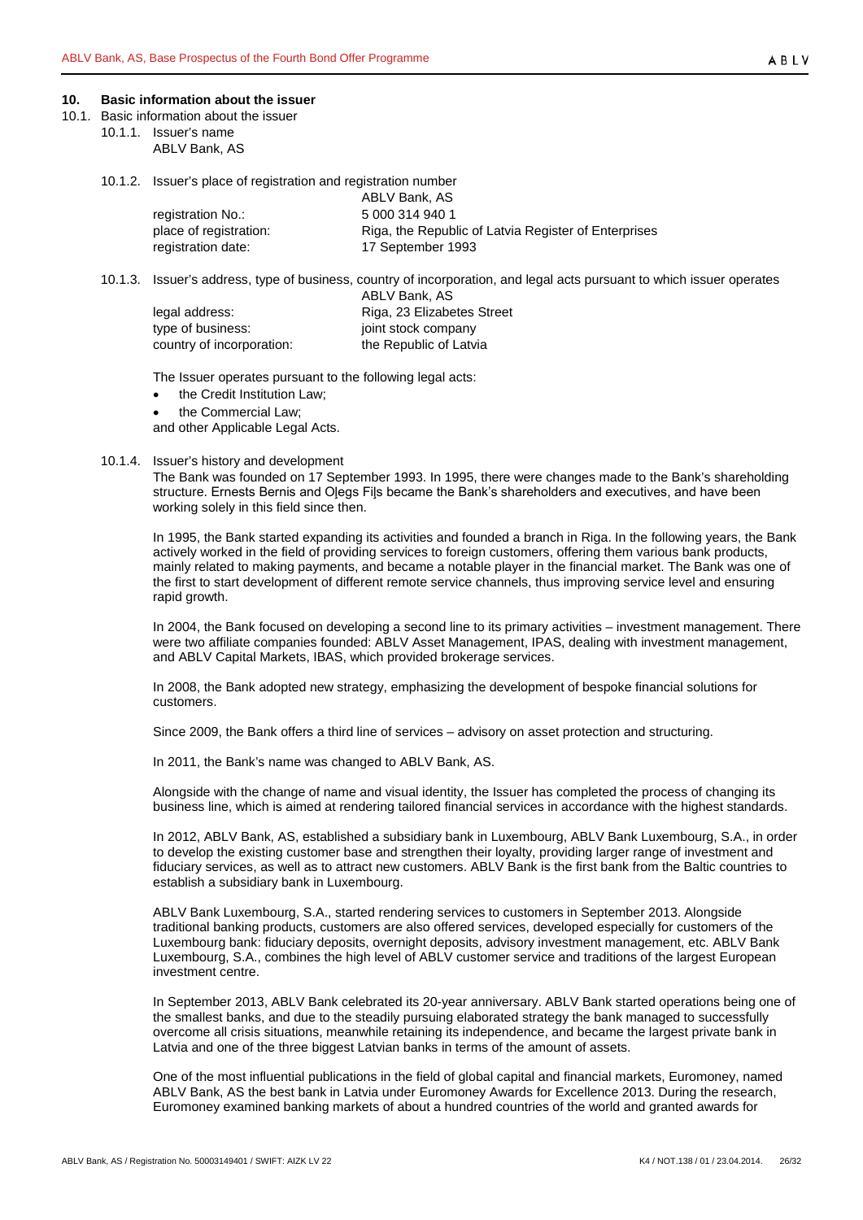## 10. Basic information about the issuer

### 10.1. Basic information about the issuer

**10.1.1. Issuer's name**

ABLV Bank, AS

**10.1.2. Issuer's place of registration and registration number**

| | ABLV Bank, AS |
|---|---|
| registration No.: | 5 000 314 940 1 |
| place of registration: | Riga, the Republic of Latvia Register of Enterprises |
| registration date: | 17 September 1993 |

**10.1.3. Issuer's address, type of business, country of incorporation, and legal acts pursuant to which issuer operates**

| | ABLV Bank, AS |
|---|---|
| legal address: | Riga, 23 Elizabetes Street |
| type of business: | joint stock company |
| country of incorporation: | the Republic of Latvia |

The Issuer operates pursuant to the following legal acts:

- the Credit Institution Law;
- the Commercial Law;

and other Applicable Legal Acts.

**10.1.4. Issuer's history and development**

The Bank was founded on 17 September 1993. In 1995, there were changes made to the Bank's shareholding structure. Ernests Bernis and Oļegs Fiļs became the Bank's shareholders and executives, and have been working solely in this field since then.

In 1995, the Bank started expanding its activities and founded a branch in Riga. In the following years, the Bank actively worked in the field of providing services to foreign customers, offering them various bank products, mainly related to making payments, and became a notable player in the financial market. The Bank was one of the first to start development of different remote service channels, thus improving service level and ensuring rapid growth.

In 2004, the Bank focused on developing a second line to its primary activities – investment management. There were two affiliate companies founded: ABLV Asset Management, IPAS, dealing with investment management, and ABLV Capital Markets, IBAS, which provided brokerage services.

In 2008, the Bank adopted new strategy, emphasizing the development of bespoke financial solutions for customers.

Since 2009, the Bank offers a third line of services – advisory on asset protection and structuring.

In 2011, the Bank's name was changed to ABLV Bank, AS.

Alongside with the change of name and visual identity, the Issuer has completed the process of changing its business line, which is aimed at rendering tailored financial services in accordance with the highest standards.

In 2012, ABLV Bank, AS, established a subsidiary bank in Luxembourg, ABLV Bank Luxembourg, S.A., in order to develop the existing customer base and strengthen their loyalty, providing larger range of investment and fiduciary services, as well as to attract new customers. ABLV Bank is the first bank from the Baltic countries to establish a subsidiary bank in Luxembourg.

ABLV Bank Luxembourg, S.A., started rendering services to customers in September 2013. Alongside traditional banking products, customers are also offered services, developed especially for customers of the Luxembourg bank: fiduciary deposits, overnight deposits, advisory investment management, etc. ABLV Bank Luxembourg, S.A., combines the high level of ABLV customer service and traditions of the largest European investment centre.

In September 2013, ABLV Bank celebrated its 20-year anniversary. ABLV Bank started operations being one of the smallest banks, and due to the steadily pursuing elaborated strategy the bank managed to successfully overcome all crisis situations, meanwhile retaining its independence, and became the largest private bank in Latvia and one of the three biggest Latvian banks in terms of the amount of assets.

One of the most influential publications in the field of global capital and financial markets, Euromoney, named ABLV Bank, AS the best bank in Latvia under Euromoney Awards for Excellence 2013. During the research, Euromoney examined banking markets of about a hundred countries of the world and granted awards for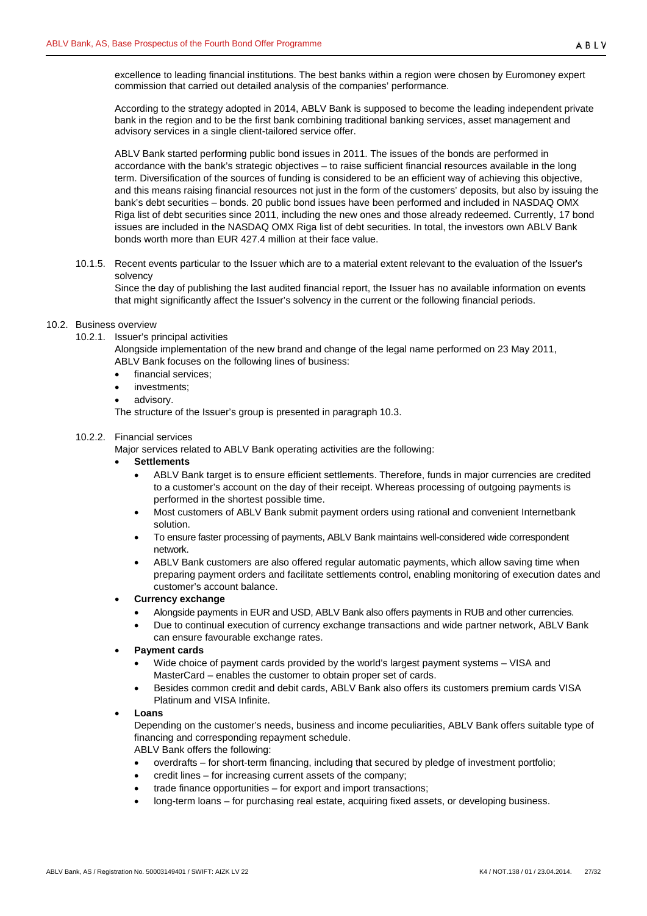excellence to leading financial institutions. The best banks within a region were chosen by Euromoney expert commission that carried out detailed analysis of the companies' performance.

According to the strategy adopted in 2014, ABLV Bank is supposed to become the leading independent private bank in the region and to be the first bank combining traditional banking services, asset management and advisory services in a single client-tailored service offer.

ABLV Bank started performing public bond issues in 2011. The issues of the bonds are performed in accordance with the bank's strategic objectives – to raise sufficient financial resources available in the long term. Diversification of the sources of funding is considered to be an efficient way of achieving this objective, and this means raising financial resources not just in the form of the customers' deposits, but also by issuing the bank's debt securities – bonds. 20 public bond issues have been performed and included in NASDAQ OMX Riga list of debt securities since 2011, including the new ones and those already redeemed. Currently, 17 bond issues are included in the NASDAQ OMX Riga list of debt securities. In total, the investors own ABLV Bank bonds worth more than EUR 427.4 million at their face value.

10.1.5. Recent events particular to the Issuer which are to a material extent relevant to the evaluation of the Issuer's solvency

Since the day of publishing the last audited financial report, the Issuer has no available information on events that might significantly affect the Issuer's solvency in the current or the following financial periods.

10.2. Business overview

10.2.1. Issuer's principal activities

Alongside implementation of the new brand and change of the legal name performed on 23 May 2011, ABLV Bank focuses on the following lines of business:

- financial services;
- investments;
- advisory.

The structure of the Issuer's group is presented in paragraph 10.3.

10.2.2. Financial services

Major services related to ABLV Bank operating activities are the following:

- **Settlements**
  - ABLV Bank target is to ensure efficient settlements. Therefore, funds in major currencies are credited to a customer's account on the day of their receipt. Whereas processing of outgoing payments is performed in the shortest possible time.
  - Most customers of ABLV Bank submit payment orders using rational and convenient Internetbank solution.
  - To ensure faster processing of payments, ABLV Bank maintains well-considered wide correspondent network.
  - ABLV Bank customers are also offered regular automatic payments, which allow saving time when preparing payment orders and facilitate settlements control, enabling monitoring of execution dates and customer's account balance.
- **Currency exchange**
  - Alongside payments in EUR and USD, ABLV Bank also offers payments in RUB and other currencies.
  - Due to continual execution of currency exchange transactions and wide partner network, ABLV Bank can ensure favourable exchange rates.
- **Payment cards**
  - Wide choice of payment cards provided by the world's largest payment systems – VISA and MasterCard – enables the customer to obtain proper set of cards.
  - Besides common credit and debit cards, ABLV Bank also offers its customers premium cards VISA Platinum and VISA Infinite.
- **Loans**

  Depending on the customer's needs, business and income peculiarities, ABLV Bank offers suitable type of financing and corresponding repayment schedule.

  ABLV Bank offers the following:
  - overdrafts – for short-term financing, including that secured by pledge of investment portfolio;
  - credit lines – for increasing current assets of the company;
  - trade finance opportunities – for export and import transactions;
  - long-term loans – for purchasing real estate, acquiring fixed assets, or developing business.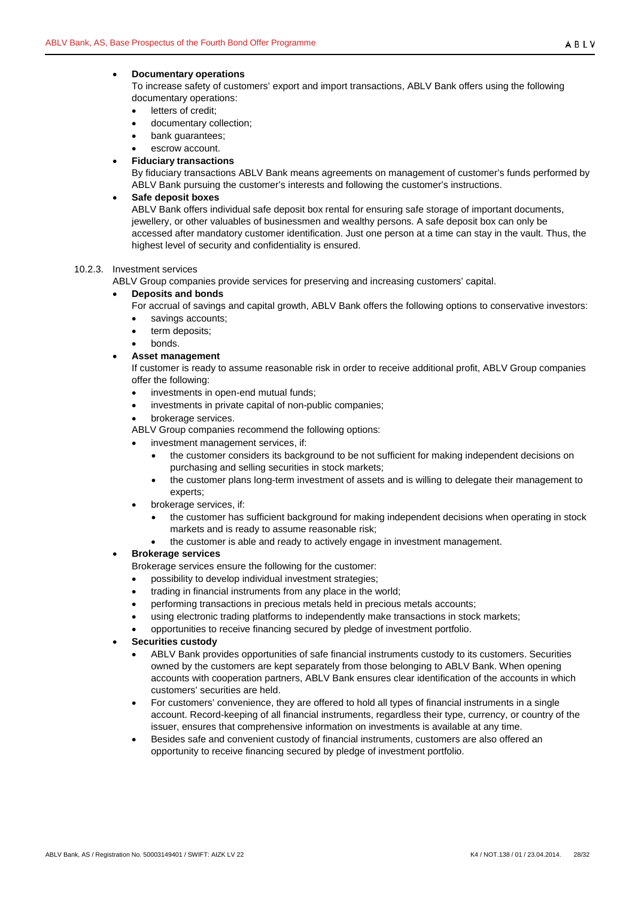- **Documentary operations**

  To increase safety of customers' export and import transactions, ABLV Bank offers using the following documentary operations:

  - letters of credit;
  - documentary collection;
  - bank guarantees;
  - escrow account.

- **Fiduciary transactions**

  By fiduciary transactions ABLV Bank means agreements on management of customer's funds performed by ABLV Bank pursuing the customer's interests and following the customer's instructions.

- **Safe deposit boxes**

  ABLV Bank offers individual safe deposit box rental for ensuring safe storage of important documents, jewellery, or other valuables of businessmen and wealthy persons. A safe deposit box can only be accessed after mandatory customer identification. Just one person at a time can stay in the vault. Thus, the highest level of security and confidentiality is ensured.

10.2.3. Investment services

ABLV Group companies provide services for preserving and increasing customers' capital.

- **Deposits and bonds**

  For accrual of savings and capital growth, ABLV Bank offers the following options to conservative investors:

  - savings accounts;
  - term deposits;
  - bonds.

- **Asset management**

  If customer is ready to assume reasonable risk in order to receive additional profit, ABLV Group companies offer the following:

  - investments in open-end mutual funds;
  - investments in private capital of non-public companies;
  - brokerage services.

  ABLV Group companies recommend the following options:

  - investment management services, if:
    - the customer considers its background to be not sufficient for making independent decisions on purchasing and selling securities in stock markets;
    - the customer plans long-term investment of assets and is willing to delegate their management to experts;
  - brokerage services, if:
    - the customer has sufficient background for making independent decisions when operating in stock markets and is ready to assume reasonable risk;
    - the customer is able and ready to actively engage in investment management.

- **Brokerage services**

  Brokerage services ensure the following for the customer:

  - possibility to develop individual investment strategies;
  - trading in financial instruments from any place in the world;
  - performing transactions in precious metals held in precious metals accounts;
  - using electronic trading platforms to independently make transactions in stock markets;
  - opportunities to receive financing secured by pledge of investment portfolio.

- **Securities custody**

  - ABLV Bank provides opportunities of safe financial instruments custody to its customers. Securities owned by the customers are kept separately from those belonging to ABLV Bank. When opening accounts with cooperation partners, ABLV Bank ensures clear identification of the accounts in which customers' securities are held.
  - For customers' convenience, they are offered to hold all types of financial instruments in a single account. Record-keeping of all financial instruments, regardless their type, currency, or country of the issuer, ensures that comprehensive information on investments is available at any time.
  - Besides safe and convenient custody of financial instruments, customers are also offered an opportunity to receive financing secured by pledge of investment portfolio.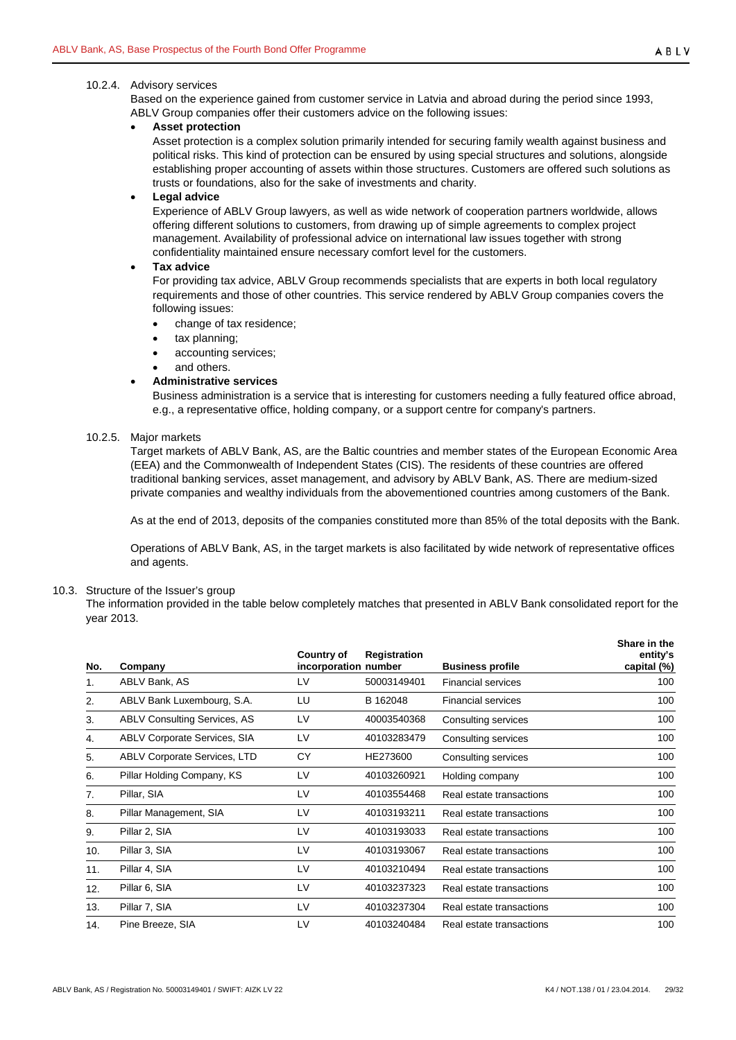#### 10.2.4. Advisory services

Based on the experience gained from customer service in Latvia and abroad during the period since 1993, ABLV Group companies offer their customers advice on the following issues:

- **Asset protection**

  Asset protection is a complex solution primarily intended for securing family wealth against business and political risks. This kind of protection can be ensured by using special structures and solutions, alongside establishing proper accounting of assets within those structures. Customers are offered such solutions as trusts or foundations, also for the sake of investments and charity.

- **Legal advice**

  Experience of ABLV Group lawyers, as well as wide network of cooperation partners worldwide, allows offering different solutions to customers, from drawing up of simple agreements to complex project management. Availability of professional advice on international law issues together with strong confidentiality maintained ensure necessary comfort level for the customers.

- **Tax advice**

  For providing tax advice, ABLV Group recommends specialists that are experts in both local regulatory requirements and those of other countries. This service rendered by ABLV Group companies covers the following issues:
  - change of tax residence;
  - tax planning;
  - accounting services;
  - and others.

- **Administrative services**

  Business administration is a service that is interesting for customers needing a fully featured office abroad, e.g., a representative office, holding company, or a support centre for company's partners.

#### 10.2.5. Major markets

Target markets of ABLV Bank, AS, are the Baltic countries and member states of the European Economic Area (EEA) and the Commonwealth of Independent States (CIS). The residents of these countries are offered traditional banking services, asset management, and advisory by ABLV Bank, AS. There are medium-sized private companies and wealthy individuals from the abovementioned countries among customers of the Bank.

As at the end of 2013, deposits of the companies constituted more than 85% of the total deposits with the Bank.

Operations of ABLV Bank, AS, in the target markets is also facilitated by wide network of representative offices and agents.

### 10.3. Structure of the Issuer's group

The information provided in the table below completely matches that presented in ABLV Bank consolidated report for the year 2013.

| No. | Company | Country of incorporation | Registration number | Business profile | Share in the entity's capital (%) |
|---|---|---|---|---|---|
| 1. | ABLV Bank, AS | LV | 50003149401 | Financial services | 100 |
| 2. | ABLV Bank Luxembourg, S.A. | LU | B 162048 | Financial services | 100 |
| 3. | ABLV Consulting Services, AS | LV | 40003540368 | Consulting services | 100 |
| 4. | ABLV Corporate Services, SIA | LV | 40103283479 | Consulting services | 100 |
| 5. | ABLV Corporate Services, LTD | CY | HE273600 | Consulting services | 100 |
| 6. | Pillar Holding Company, KS | LV | 40103260921 | Holding company | 100 |
| 7. | Pillar, SIA | LV | 40103554468 | Real estate transactions | 100 |
| 8. | Pillar Management, SIA | LV | 40103193211 | Real estate transactions | 100 |
| 9. | Pillar 2, SIA | LV | 40103193033 | Real estate transactions | 100 |
| 10. | Pillar 3, SIA | LV | 40103193067 | Real estate transactions | 100 |
| 11. | Pillar 4, SIA | LV | 40103210494 | Real estate transactions | 100 |
| 12. | Pillar 6, SIA | LV | 40103237323 | Real estate transactions | 100 |
| 13. | Pillar 7, SIA | LV | 40103237304 | Real estate transactions | 100 |
| 14. | Pine Breeze, SIA | LV | 40103240484 | Real estate transactions | 100 |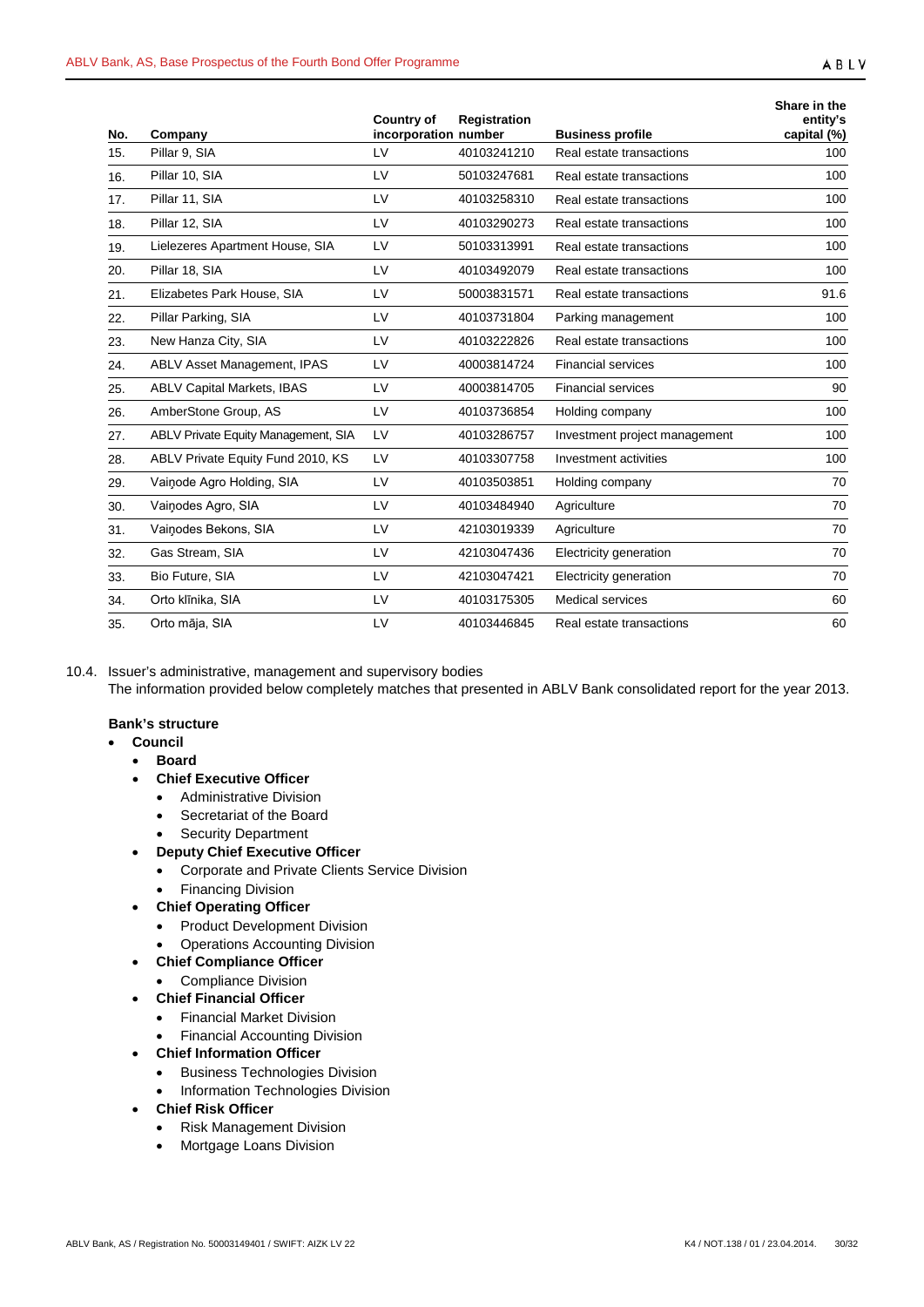| No. | Company | Country of incorporation | Registration number | Business profile | Share in the entity's capital (%) |
|---|---|---|---|---|---|
| 15. | Pillar 9, SIA | LV | 40103241210 | Real estate transactions | 100 |
| 16. | Pillar 10, SIA | LV | 50103247681 | Real estate transactions | 100 |
| 17. | Pillar 11, SIA | LV | 40103258310 | Real estate transactions | 100 |
| 18. | Pillar 12, SIA | LV | 40103290273 | Real estate transactions | 100 |
| 19. | Lielezeres Apartment House, SIA | LV | 50103313991 | Real estate transactions | 100 |
| 20. | Pillar 18, SIA | LV | 40103492079 | Real estate transactions | 100 |
| 21. | Elizabetes Park House, SIA | LV | 50003831571 | Real estate transactions | 91.6 |
| 22. | Pillar Parking, SIA | LV | 40103731804 | Parking management | 100 |
| 23. | New Hanza City, SIA | LV | 40103222826 | Real estate transactions | 100 |
| 24. | ABLV Asset Management, IPAS | LV | 40003814724 | Financial services | 100 |
| 25. | ABLV Capital Markets, IBAS | LV | 40003814705 | Financial services | 90 |
| 26. | AmberStone Group, AS | LV | 40103736854 | Holding company | 100 |
| 27. | ABLV Private Equity Management, SIA | LV | 40103286757 | Investment project management | 100 |
| 28. | ABLV Private Equity Fund 2010, KS | LV | 40103307758 | Investment activities | 100 |
| 29. | Vaiņode Agro Holding, SIA | LV | 40103503851 | Holding company | 70 |
| 30. | Vaiņodes Agro, SIA | LV | 40103484940 | Agriculture | 70 |
| 31. | Vaiņodes Bekons, SIA | LV | 42103019339 | Agriculture | 70 |
| 32. | Gas Stream, SIA | LV | 42103047436 | Electricity generation | 70 |
| 33. | Bio Future, SIA | LV | 42103047421 | Electricity generation | 70 |
| 34. | Orto klīnika, SIA | LV | 40103175305 | Medical services | 60 |
| 35. | Orto māja, SIA | LV | 40103446845 | Real estate transactions | 60 |

10.4. Issuer's administrative, management and supervisory bodies

The information provided below completely matches that presented in ABLV Bank consolidated report for the year 2013.

**Bank's structure**

- **Council**
  - **Board**
  - **Chief Executive Officer**
    - Administrative Division
    - Secretariat of the Board
    - Security Department
  - **Deputy Chief Executive Officer**
    - Corporate and Private Clients Service Division
    - Financing Division
  - **Chief Operating Officer**
    - Product Development Division
    - Operations Accounting Division
  - **Chief Compliance Officer**
    - Compliance Division
  - **Chief Financial Officer**
    - Financial Market Division
    - Financial Accounting Division
  - **Chief Information Officer**
    - Business Technologies Division
    - Information Technologies Division
  - **Chief Risk Officer**
    - Risk Management Division
    - Mortgage Loans Division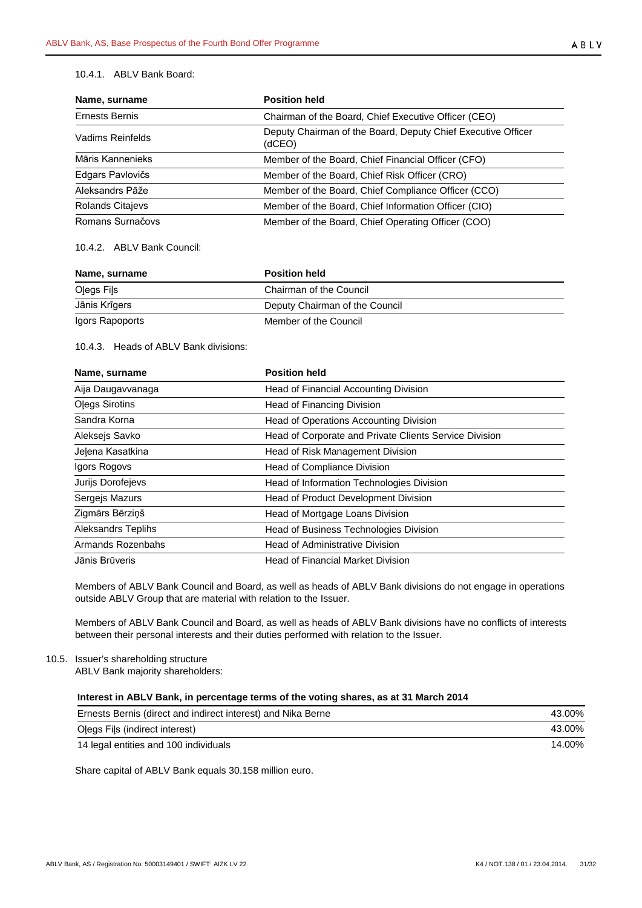10.4.1. ABLV Bank Board:

| Name, surname | Position held |
| --- | --- |
| Ernests Bernis | Chairman of the Board, Chief Executive Officer (CEO) |
| Vadims Reinfelds | Deputy Chairman of the Board, Deputy Chief Executive Officer (dCEO) |
| Māris Kannenieks | Member of the Board, Chief Financial Officer (CFO) |
| Edgars Pavlovičs | Member of the Board, Chief Risk Officer (CRO) |
| Aleksandrs Pāže | Member of the Board, Chief Compliance Officer (CCO) |
| Rolands Citajevs | Member of the Board, Chief Information Officer (CIO) |
| Romans Surnačovs | Member of the Board, Chief Operating Officer (COO) |

10.4.2. ABLV Bank Council:

| Name, surname | Position held |
| --- | --- |
| Oļegs Fiļs | Chairman of the Council |
| Jānis Krīgers | Deputy Chairman of the Council |
| Igors Rapoports | Member of the Council |

10.4.3. Heads of ABLV Bank divisions:

| Name, surname | Position held |
| --- | --- |
| Aija Daugavvanaga | Head of Financial Accounting Division |
| Oļegs Sirotins | Head of Financing Division |
| Sandra Korna | Head of Operations Accounting Division |
| Aleksejs Savko | Head of Corporate and Private Clients Service Division |
| Jeļena Kasatkina | Head of Risk Management Division |
| Igors Rogovs | Head of Compliance Division |
| Jurijs Dorofejevs | Head of Information Technologies Division |
| Sergejs Mazurs | Head of Product Development Division |
| Zigmārs Bērziņš | Head of Mortgage Loans Division |
| Aleksandrs Teplihs | Head of Business Technologies Division |
| Armands Rozenbahs | Head of Administrative Division |
| Jānis Brūveris | Head of Financial Market Division |

Members of ABLV Bank Council and Board, as well as heads of ABLV Bank divisions do not engage in operations outside ABLV Group that are material with relation to the Issuer.

Members of ABLV Bank Council and Board, as well as heads of ABLV Bank divisions have no conflicts of interests between their personal interests and their duties performed with relation to the Issuer.

10.5. Issuer's shareholding structure

ABLV Bank majority shareholders:

| Interest in ABLV Bank, in percentage terms of the voting shares, as at 31 March 2014 | |
| --- | --- |
| Ernests Bernis (direct and indirect interest) and Nika Berne | 43.00% |
| Oļegs Fiļs (indirect interest) | 43.00% |
| 14 legal entities and 100 individuals | 14.00% |

Share capital of ABLV Bank equals 30.158 million euro.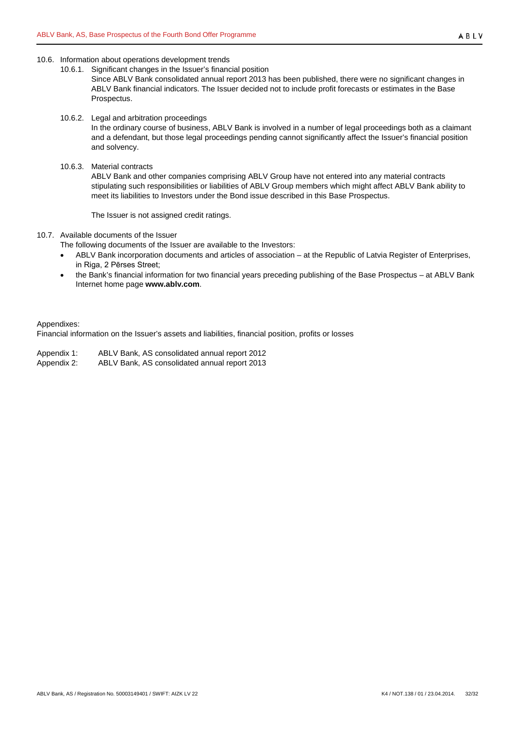10.6. Information about operations development trends

10.6.1. Significant changes in the Issuer's financial position

Since ABLV Bank consolidated annual report 2013 has been published, there were no significant changes in ABLV Bank financial indicators. The Issuer decided not to include profit forecasts or estimates in the Base Prospectus.

10.6.2. Legal and arbitration proceedings

In the ordinary course of business, ABLV Bank is involved in a number of legal proceedings both as a claimant and a defendant, but those legal proceedings pending cannot significantly affect the Issuer's financial position and solvency.

10.6.3. Material contracts

ABLV Bank and other companies comprising ABLV Group have not entered into any material contracts stipulating such responsibilities or liabilities of ABLV Group members which might affect ABLV Bank ability to meet its liabilities to Investors under the Bond issue described in this Base Prospectus.

The Issuer is not assigned credit ratings.

10.7. Available documents of the Issuer

The following documents of the Issuer are available to the Investors:

- ABLV Bank incorporation documents and articles of association – at the Republic of Latvia Register of Enterprises, in Riga, 2 Pērses Street;
- the Bank's financial information for two financial years preceding publishing of the Base Prospectus – at ABLV Bank Internet home page **www.ablv.com**.

Appendixes:

Financial information on the Issuer's assets and liabilities, financial position, profits or losses

Appendix 1: ABLV Bank, AS consolidated annual report 2012

Appendix 2: ABLV Bank, AS consolidated annual report 2013